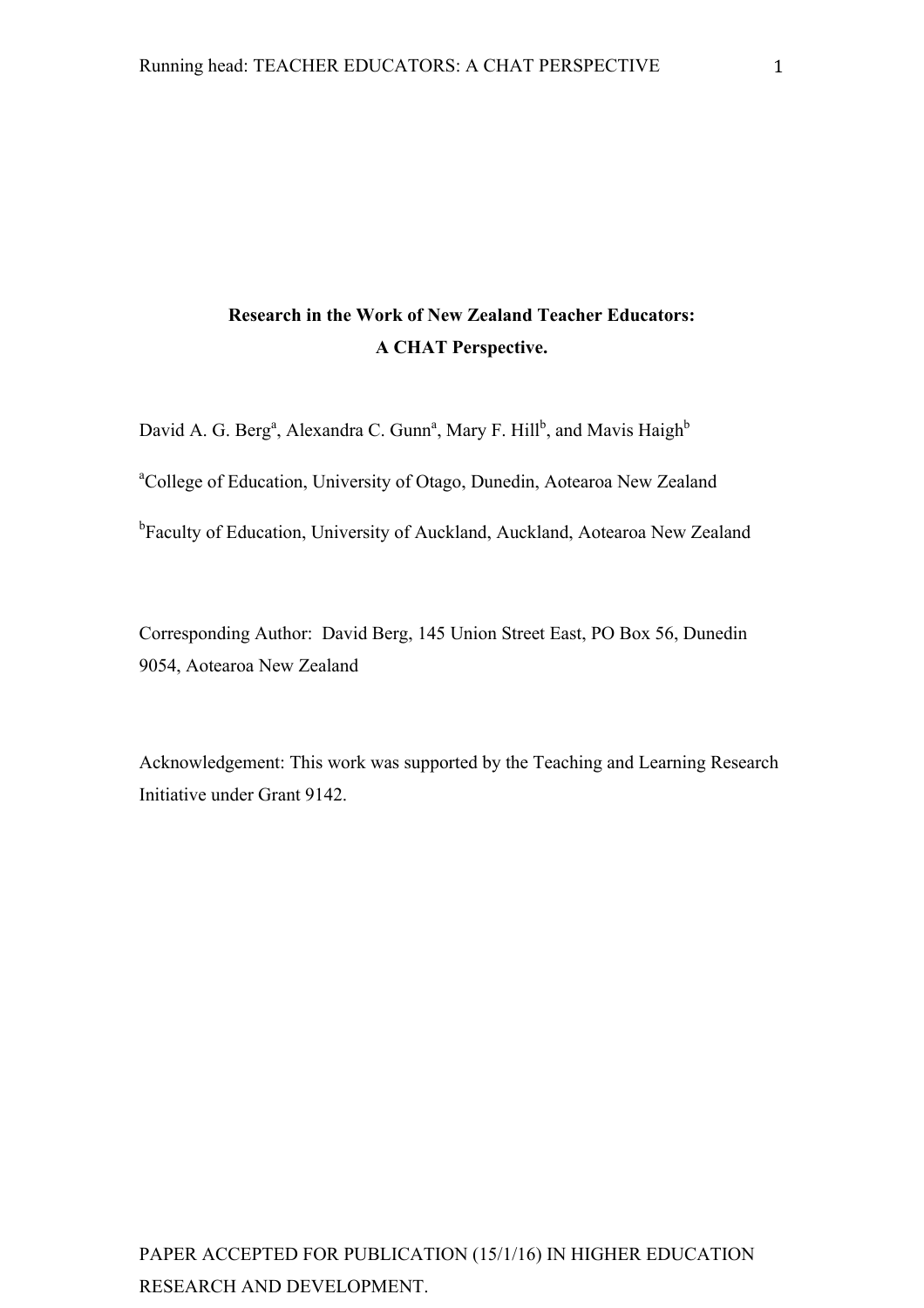# Research in the Work of New Zealand Teacher Educators:
# A CHAT Perspective.

David A. G. Berg[a], Alexandra C. Gunn[a], Mary F. Hill[b], and Mavis Haigh[b]

[a]College of Education, University of Otago, Dunedin, Aotearoa New Zealand

[b]Faculty of Education, University of Auckland, Auckland, Aotearoa New Zealand

Corresponding Author: David Berg, 145 Union Street East, PO Box 56, Dunedin 9054, Aotearoa New Zealand

Acknowledgement: This work was supported by the Teaching and Learning Research Initiative under Grant 9142.

PAPER ACCEPTED FOR PUBLICATION (15/1/16) IN HIGHER EDUCATION RESEARCH AND DEVELOPMENT.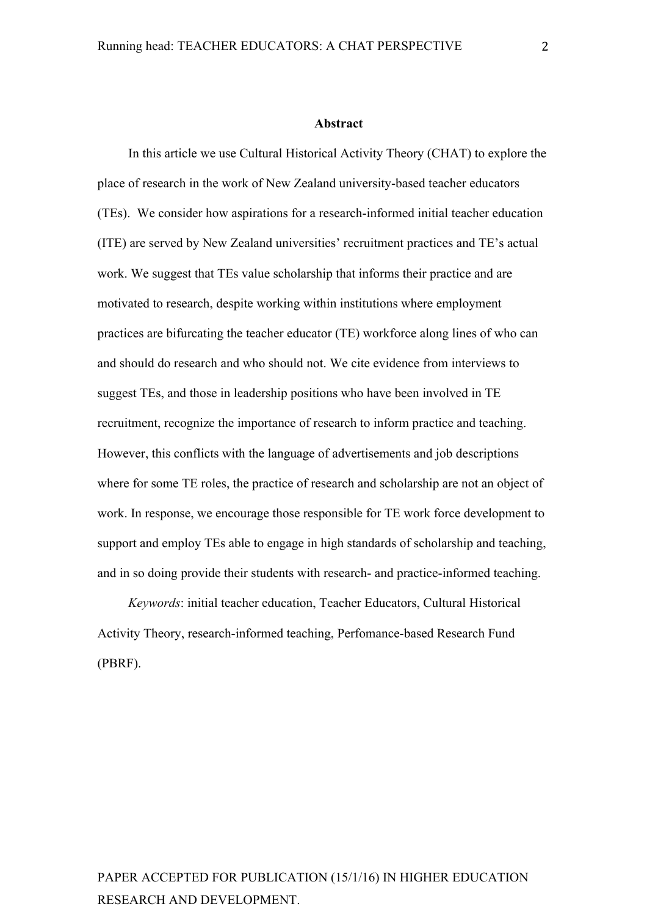**Abstract**

In this article we use Cultural Historical Activity Theory (CHAT) to explore the place of research in the work of New Zealand university-based teacher educators (TEs). We consider how aspirations for a research-informed initial teacher education (ITE) are served by New Zealand universities' recruitment practices and TE's actual work. We suggest that TEs value scholarship that informs their practice and are motivated to research, despite working within institutions where employment practices are bifurcating the teacher educator (TE) workforce along lines of who can and should do research and who should not. We cite evidence from interviews to suggest TEs, and those in leadership positions who have been involved in TE recruitment, recognize the importance of research to inform practice and teaching. However, this conflicts with the language of advertisements and job descriptions where for some TE roles, the practice of research and scholarship are not an object of work. In response, we encourage those responsible for TE work force development to support and employ TEs able to engage in high standards of scholarship and teaching, and in so doing provide their students with research- and practice-informed teaching.

*Keywords*: initial teacher education, Teacher Educators, Cultural Historical Activity Theory, research-informed teaching, Perfomance-based Research Fund (PBRF).

PAPER ACCEPTED FOR PUBLICATION (15/1/16) IN HIGHER EDUCATION RESEARCH AND DEVELOPMENT.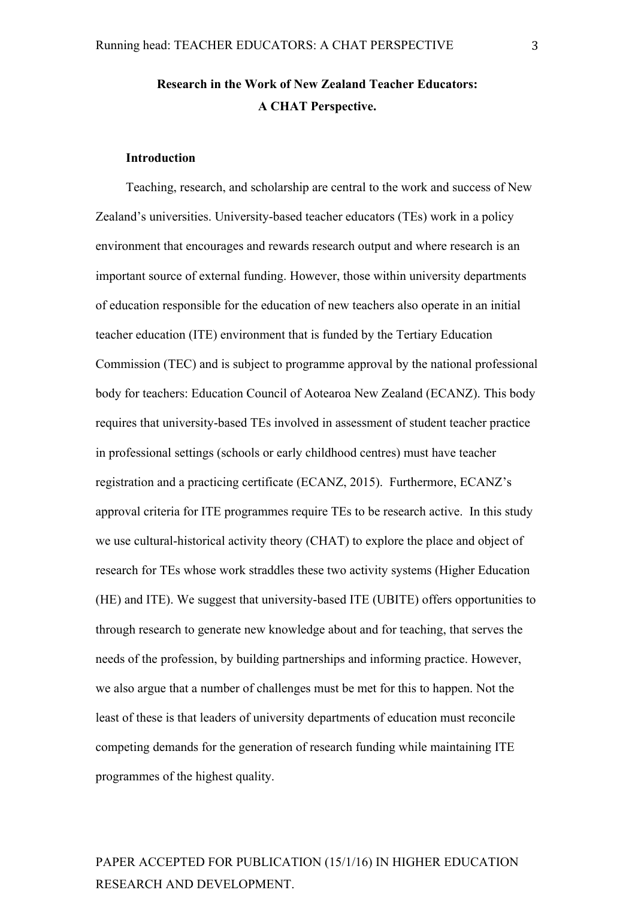**Research in the Work of New Zealand Teacher Educators:**
**A CHAT Perspective.**

**Introduction**

Teaching, research, and scholarship are central to the work and success of New Zealand's universities. University-based teacher educators (TEs) work in a policy environment that encourages and rewards research output and where research is an important source of external funding. However, those within university departments of education responsible for the education of new teachers also operate in an initial teacher education (ITE) environment that is funded by the Tertiary Education Commission (TEC) and is subject to programme approval by the national professional body for teachers: Education Council of Aotearoa New Zealand (ECANZ). This body requires that university-based TEs involved in assessment of student teacher practice in professional settings (schools or early childhood centres) must have teacher registration and a practicing certificate (ECANZ, 2015). Furthermore, ECANZ's approval criteria for ITE programmes require TEs to be research active. In this study we use cultural-historical activity theory (CHAT) to explore the place and object of research for TEs whose work straddles these two activity systems (Higher Education (HE) and ITE). We suggest that university-based ITE (UBITE) offers opportunities to through research to generate new knowledge about and for teaching, that serves the needs of the profession, by building partnerships and informing practice. However, we also argue that a number of challenges must be met for this to happen. Not the least of these is that leaders of university departments of education must reconcile competing demands for the generation of research funding while maintaining ITE programmes of the highest quality.

PAPER ACCEPTED FOR PUBLICATION (15/1/16) IN HIGHER EDUCATION RESEARCH AND DEVELOPMENT.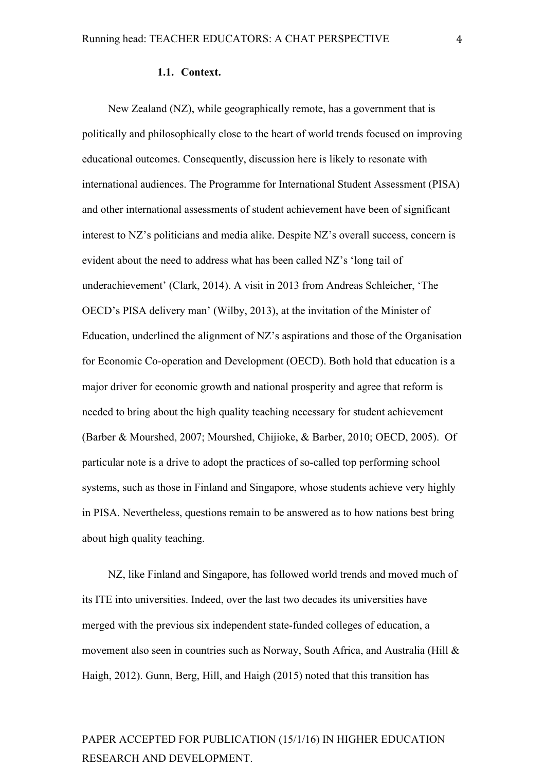### 1.1. Context.

New Zealand (NZ), while geographically remote, has a government that is politically and philosophically close to the heart of world trends focused on improving educational outcomes. Consequently, discussion here is likely to resonate with international audiences. The Programme for International Student Assessment (PISA) and other international assessments of student achievement have been of significant interest to NZ's politicians and media alike. Despite NZ's overall success, concern is evident about the need to address what has been called NZ's 'long tail of underachievement' (Clark, 2014). A visit in 2013 from Andreas Schleicher, 'The OECD's PISA delivery man' (Wilby, 2013), at the invitation of the Minister of Education, underlined the alignment of NZ's aspirations and those of the Organisation for Economic Co-operation and Development (OECD). Both hold that education is a major driver for economic growth and national prosperity and agree that reform is needed to bring about the high quality teaching necessary for student achievement (Barber & Mourshed, 2007; Mourshed, Chijioke, & Barber, 2010; OECD, 2005). Of particular note is a drive to adopt the practices of so-called top performing school systems, such as those in Finland and Singapore, whose students achieve very highly in PISA. Nevertheless, questions remain to be answered as to how nations best bring about high quality teaching.

NZ, like Finland and Singapore, has followed world trends and moved much of its ITE into universities. Indeed, over the last two decades its universities have merged with the previous six independent state-funded colleges of education, a movement also seen in countries such as Norway, South Africa, and Australia (Hill & Haigh, 2012). Gunn, Berg, Hill, and Haigh (2015) noted that this transition has

PAPER ACCEPTED FOR PUBLICATION (15/1/16) IN HIGHER EDUCATION RESEARCH AND DEVELOPMENT.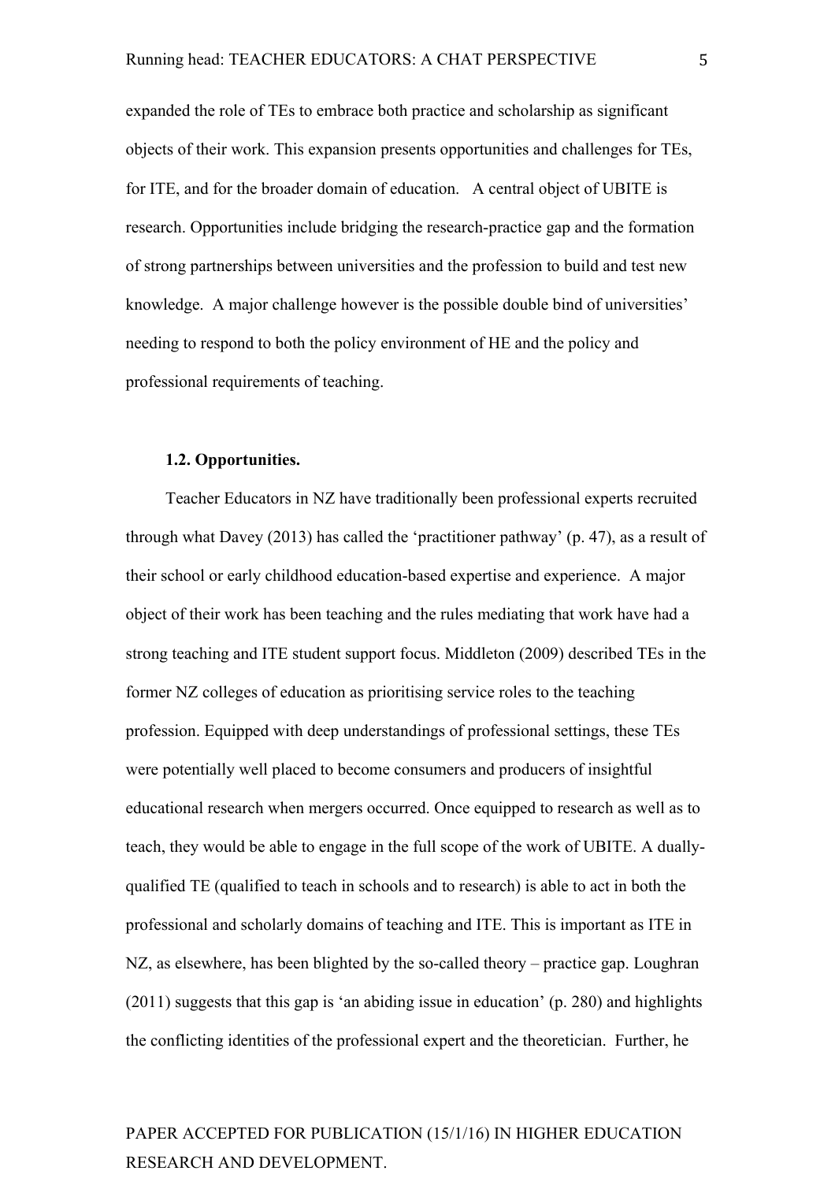expanded the role of TEs to embrace both practice and scholarship as significant objects of their work. This expansion presents opportunities and challenges for TEs, for ITE, and for the broader domain of education. A central object of UBITE is research. Opportunities include bridging the research-practice gap and the formation of strong partnerships between universities and the profession to build and test new knowledge. A major challenge however is the possible double bind of universities' needing to respond to both the policy environment of HE and the policy and professional requirements of teaching.

**1.2. Opportunities.**

Teacher Educators in NZ have traditionally been professional experts recruited through what Davey (2013) has called the 'practitioner pathway' (p. 47), as a result of their school or early childhood education-based expertise and experience. A major object of their work has been teaching and the rules mediating that work have had a strong teaching and ITE student support focus. Middleton (2009) described TEs in the former NZ colleges of education as prioritising service roles to the teaching profession. Equipped with deep understandings of professional settings, these TEs were potentially well placed to become consumers and producers of insightful educational research when mergers occurred. Once equipped to research as well as to teach, they would be able to engage in the full scope of the work of UBITE. A dually-qualified TE (qualified to teach in schools and to research) is able to act in both the professional and scholarly domains of teaching and ITE. This is important as ITE in NZ, as elsewhere, has been blighted by the so-called theory – practice gap. Loughran (2011) suggests that this gap is 'an abiding issue in education' (p. 280) and highlights the conflicting identities of the professional expert and the theoretician. Further, he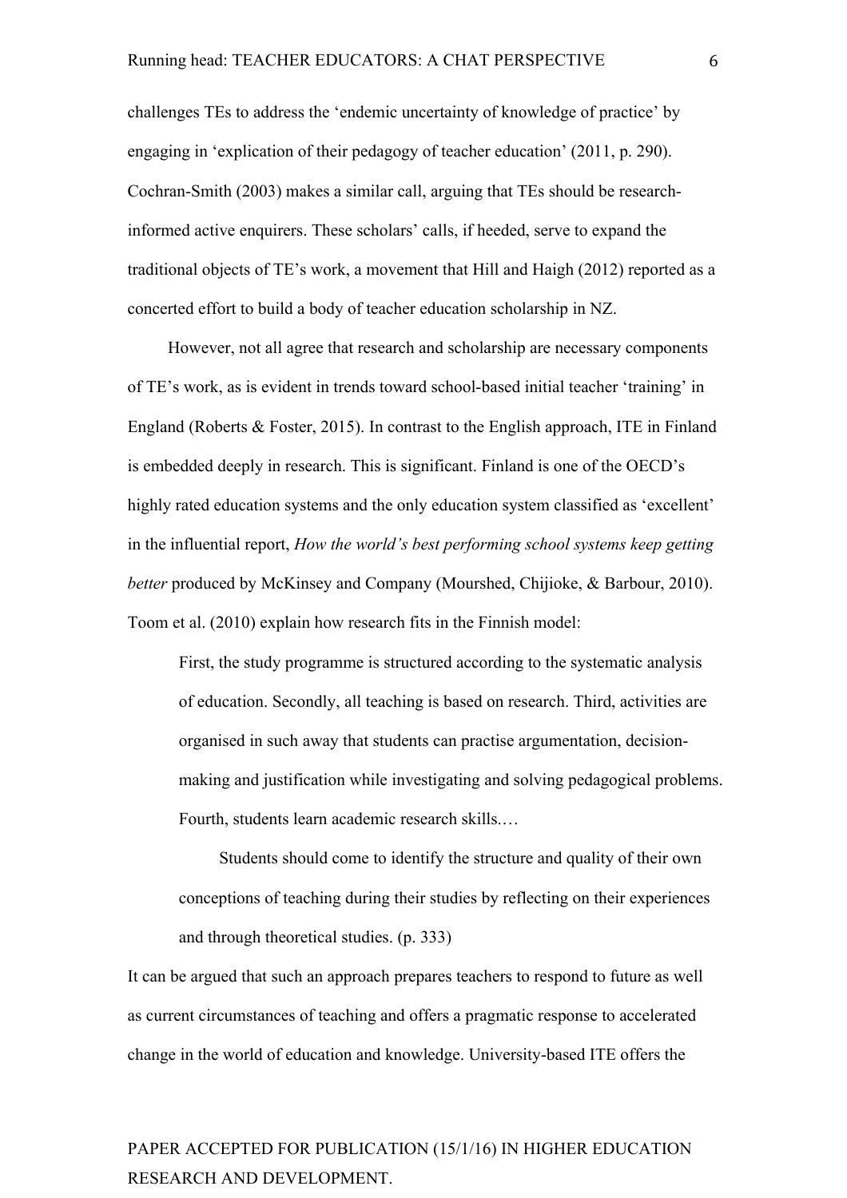challenges TEs to address the 'endemic uncertainty of knowledge of practice' by engaging in 'explication of their pedagogy of teacher education' (2011, p. 290). Cochran-Smith (2003) makes a similar call, arguing that TEs should be research-informed active enquirers. These scholars' calls, if heeded, serve to expand the traditional objects of TE's work, a movement that Hill and Haigh (2012) reported as a concerted effort to build a body of teacher education scholarship in NZ.

However, not all agree that research and scholarship are necessary components of TE's work, as is evident in trends toward school-based initial teacher 'training' in England (Roberts & Foster, 2015). In contrast to the English approach, ITE in Finland is embedded deeply in research. This is significant. Finland is one of the OECD's highly rated education systems and the only education system classified as 'excellent' in the influential report, *How the world's best performing school systems keep getting better* produced by McKinsey and Company (Mourshed, Chijioke, & Barbour, 2010). Toom et al. (2010) explain how research fits in the Finnish model:

> First, the study programme is structured according to the systematic analysis of education. Secondly, all teaching is based on research. Third, activities are organised in such away that students can practise argumentation, decision-making and justification while investigating and solving pedagogical problems. Fourth, students learn academic research skills.…
>
> Students should come to identify the structure and quality of their own conceptions of teaching during their studies by reflecting on their experiences and through theoretical studies. (p. 333)

It can be argued that such an approach prepares teachers to respond to future as well as current circumstances of teaching and offers a pragmatic response to accelerated change in the world of education and knowledge. University-based ITE offers the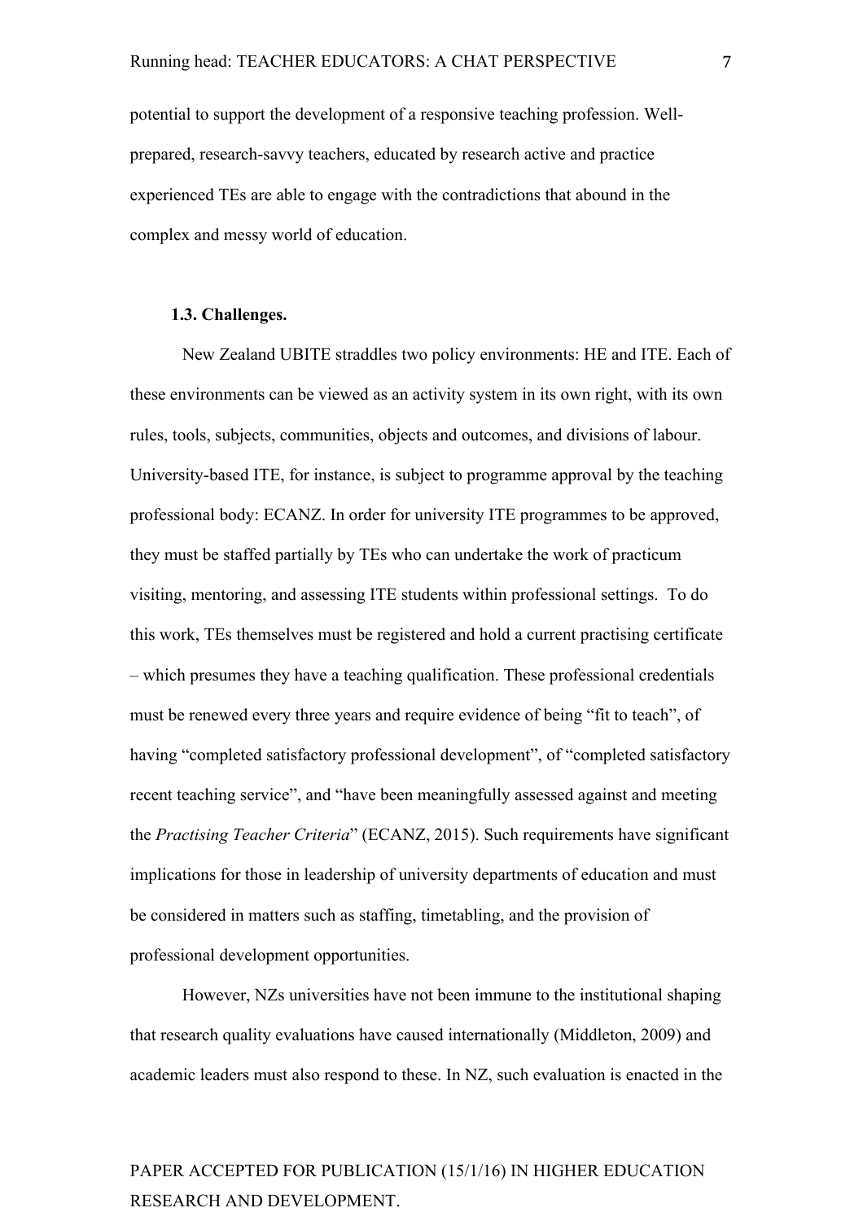potential to support the development of a responsive teaching profession. Well-prepared, research-savvy teachers, educated by research active and practice experienced TEs are able to engage with the contradictions that abound in the complex and messy world of education.

### 1.3. Challenges.

New Zealand UBITE straddles two policy environments: HE and ITE. Each of these environments can be viewed as an activity system in its own right, with its own rules, tools, subjects, communities, objects and outcomes, and divisions of labour. University-based ITE, for instance, is subject to programme approval by the teaching professional body: ECANZ. In order for university ITE programmes to be approved, they must be staffed partially by TEs who can undertake the work of practicum visiting, mentoring, and assessing ITE students within professional settings. To do this work, TEs themselves must be registered and hold a current practising certificate – which presumes they have a teaching qualification. These professional credentials must be renewed every three years and require evidence of being "fit to teach", of having "completed satisfactory professional development", of "completed satisfactory recent teaching service", and "have been meaningfully assessed against and meeting the *Practising Teacher Criteria*" (ECANZ, 2015). Such requirements have significant implications for those in leadership of university departments of education and must be considered in matters such as staffing, timetabling, and the provision of professional development opportunities.

However, NZs universities have not been immune to the institutional shaping that research quality evaluations have caused internationally (Middleton, 2009) and academic leaders must also respond to these. In NZ, such evaluation is enacted in the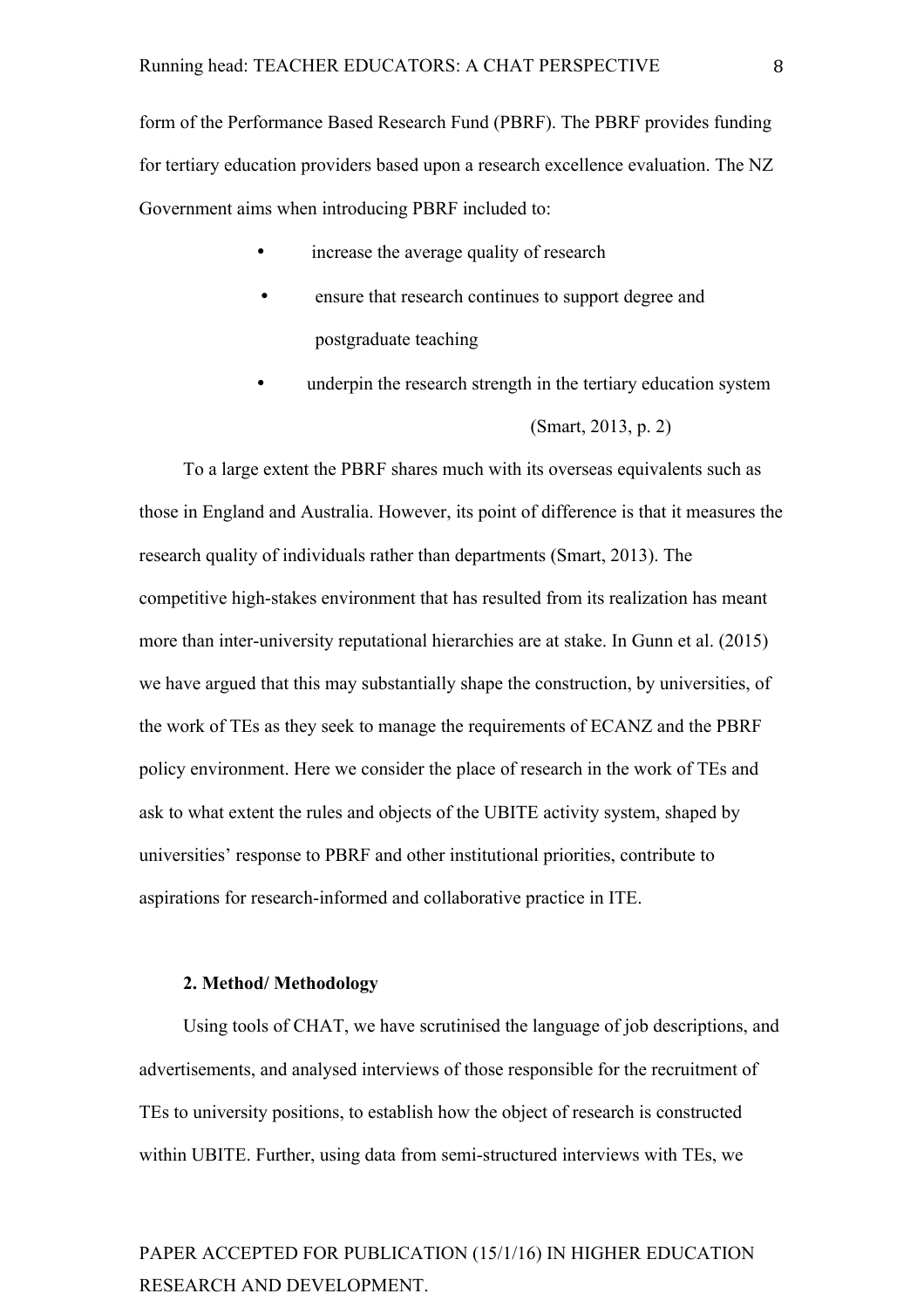form of the Performance Based Research Fund (PBRF). The PBRF provides funding for tertiary education providers based upon a research excellence evaluation. The NZ Government aims when introducing PBRF included to:

- increase the average quality of research
- ensure that research continues to support degree and postgraduate teaching
- underpin the research strength in the tertiary education system

(Smart, 2013, p. 2)

To a large extent the PBRF shares much with its overseas equivalents such as those in England and Australia. However, its point of difference is that it measures the research quality of individuals rather than departments (Smart, 2013). The competitive high-stakes environment that has resulted from its realization has meant more than inter-university reputational hierarchies are at stake. In Gunn et al. (2015) we have argued that this may substantially shape the construction, by universities, of the work of TEs as they seek to manage the requirements of ECANZ and the PBRF policy environment. Here we consider the place of research in the work of TEs and ask to what extent the rules and objects of the UBITE activity system, shaped by universities' response to PBRF and other institutional priorities, contribute to aspirations for research-informed and collaborative practice in ITE.

## 2. Method/ Methodology

Using tools of CHAT, we have scrutinised the language of job descriptions, and advertisements, and analysed interviews of those responsible for the recruitment of TEs to university positions, to establish how the object of research is constructed within UBITE. Further, using data from semi-structured interviews with TEs, we

PAPER ACCEPTED FOR PUBLICATION (15/1/16) IN HIGHER EDUCATION RESEARCH AND DEVELOPMENT.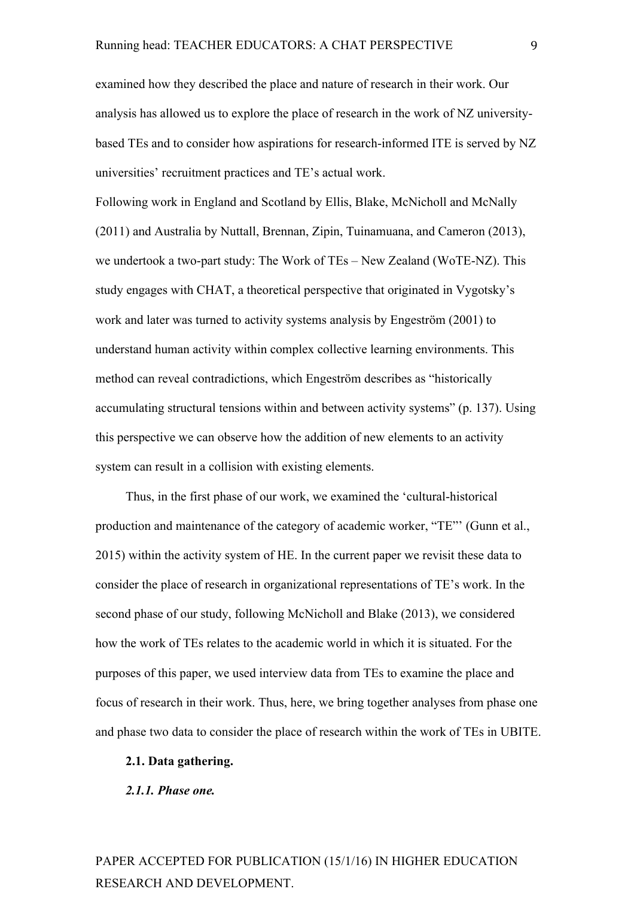examined how they described the place and nature of research in their work. Our analysis has allowed us to explore the place of research in the work of NZ university-based TEs and to consider how aspirations for research-informed ITE is served by NZ universities' recruitment practices and TE's actual work.

Following work in England and Scotland by Ellis, Blake, McNicholl and McNally (2011) and Australia by Nuttall, Brennan, Zipin, Tuinamuana, and Cameron (2013), we undertook a two-part study: The Work of TEs – New Zealand (WoTE-NZ). This study engages with CHAT, a theoretical perspective that originated in Vygotsky's work and later was turned to activity systems analysis by Engeström (2001) to understand human activity within complex collective learning environments. This method can reveal contradictions, which Engeström describes as "historically accumulating structural tensions within and between activity systems" (p. 137). Using this perspective we can observe how the addition of new elements to an activity system can result in a collision with existing elements.

Thus, in the first phase of our work, we examined the 'cultural-historical production and maintenance of the category of academic worker, "TE"' (Gunn et al., 2015) within the activity system of HE. In the current paper we revisit these data to consider the place of research in organizational representations of TE's work. In the second phase of our study, following McNicholl and Blake (2013), we considered how the work of TEs relates to the academic world in which it is situated. For the purposes of this paper, we used interview data from TEs to examine the place and focus of research in their work. Thus, here, we bring together analyses from phase one and phase two data to consider the place of research within the work of TEs in UBITE.

### 2.1. Data gathering.

#### *2.1.1. Phase one.*

PAPER ACCEPTED FOR PUBLICATION (15/1/16) IN HIGHER EDUCATION RESEARCH AND DEVELOPMENT.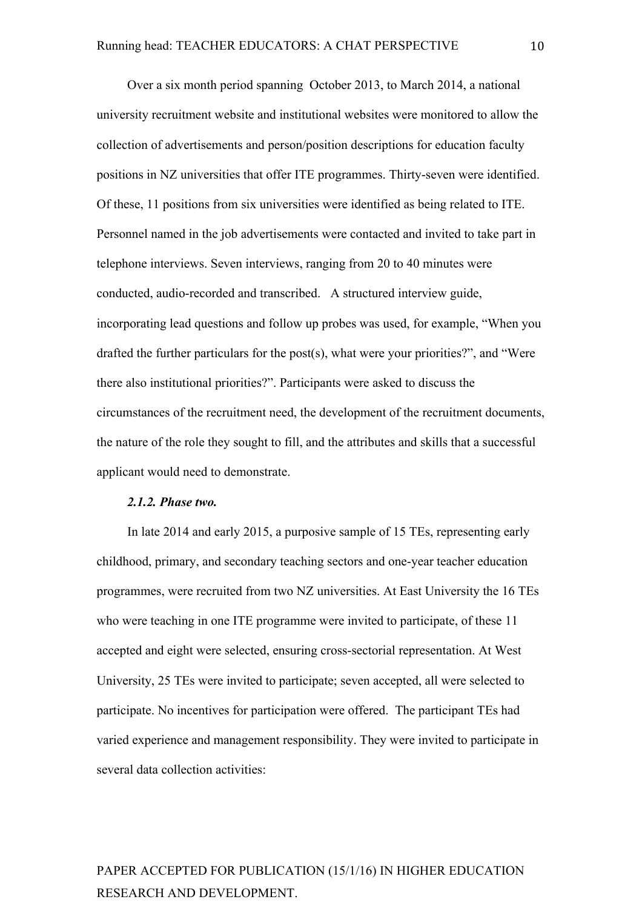Over a six month period spanning  October 2013, to March 2014, a national university recruitment website and institutional websites were monitored to allow the collection of advertisements and person/position descriptions for education faculty positions in NZ universities that offer ITE programmes. Thirty-seven were identified. Of these, 11 positions from six universities were identified as being related to ITE. Personnel named in the job advertisements were contacted and invited to take part in telephone interviews. Seven interviews, ranging from 20 to 40 minutes were conducted, audio-recorded and transcribed.   A structured interview guide, incorporating lead questions and follow up probes was used, for example, "When you drafted the further particulars for the post(s), what were your priorities?", and "Were there also institutional priorities?". Participants were asked to discuss the circumstances of the recruitment need, the development of the recruitment documents, the nature of the role they sought to fill, and the attributes and skills that a successful applicant would need to demonstrate.

#### *2.1.2. Phase two.*

In late 2014 and early 2015, a purposive sample of 15 TEs, representing early childhood, primary, and secondary teaching sectors and one-year teacher education programmes, were recruited from two NZ universities. At East University the 16 TEs who were teaching in one ITE programme were invited to participate, of these 11 accepted and eight were selected, ensuring cross-sectorial representation. At West University, 25 TEs were invited to participate; seven accepted, all were selected to participate. No incentives for participation were offered.  The participant TEs had varied experience and management responsibility. They were invited to participate in several data collection activities:

PAPER ACCEPTED FOR PUBLICATION (15/1/16) IN HIGHER EDUCATION RESEARCH AND DEVELOPMENT.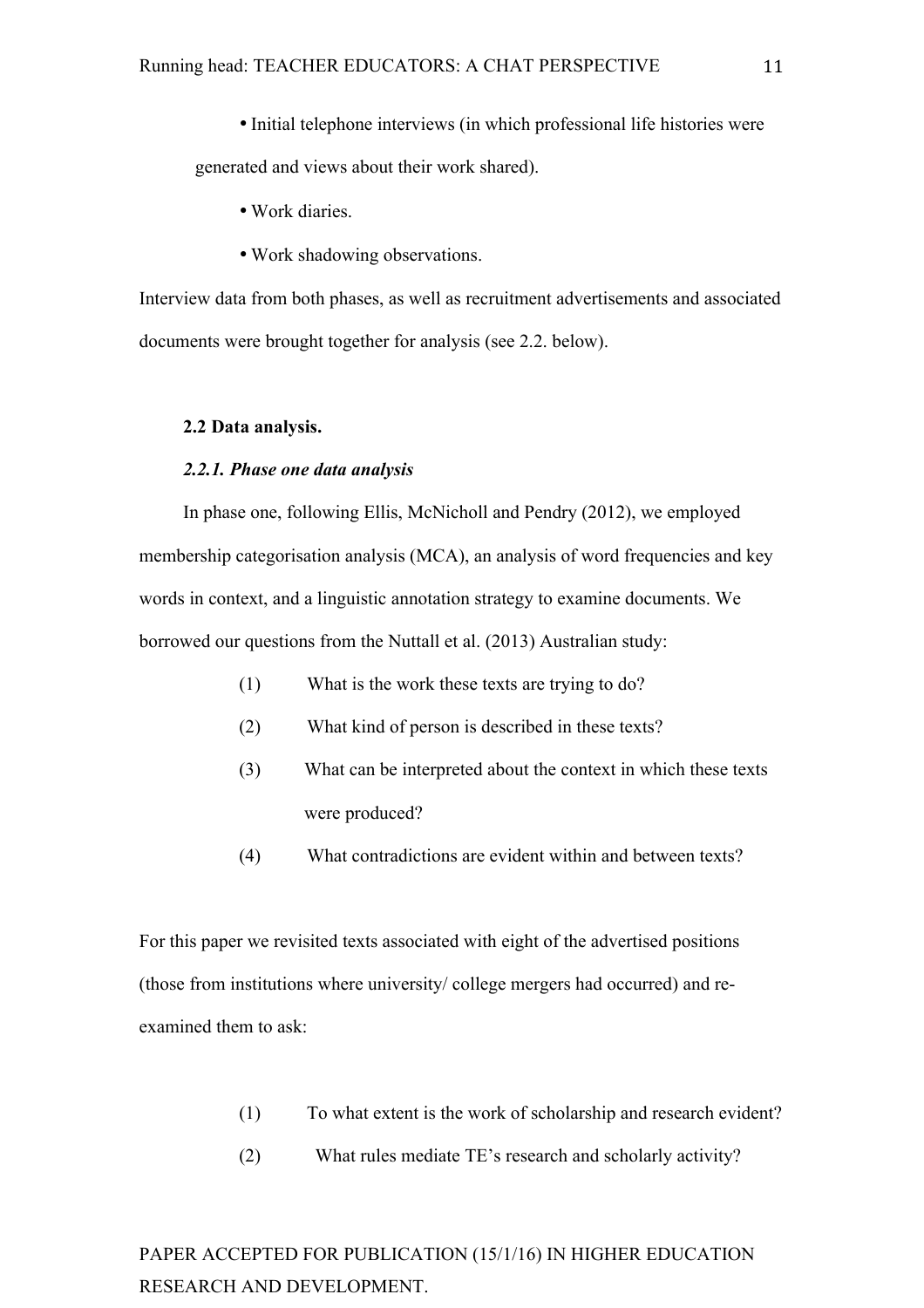- Initial telephone interviews (in which professional life histories were generated and views about their work shared).
- Work diaries.
- Work shadowing observations.

Interview data from both phases, as well as recruitment advertisements and associated documents were brought together for analysis (see 2.2. below).

### 2.2 Data analysis.

#### *2.2.1. Phase one data analysis*

In phase one, following Ellis, McNicholl and Pendry (2012), we employed membership categorisation analysis (MCA), an analysis of word frequencies and key words in context, and a linguistic annotation strategy to examine documents. We borrowed our questions from the Nuttall et al. (2013) Australian study:

(1) What is the work these texts are trying to do?

(2) What kind of person is described in these texts?

(3) What can be interpreted about the context in which these texts were produced?

(4) What contradictions are evident within and between texts?

For this paper we revisited texts associated with eight of the advertised positions (those from institutions where university/ college mergers had occurred) and re-examined them to ask:

(1) To what extent is the work of scholarship and research evident?

(2) What rules mediate TE's research and scholarly activity?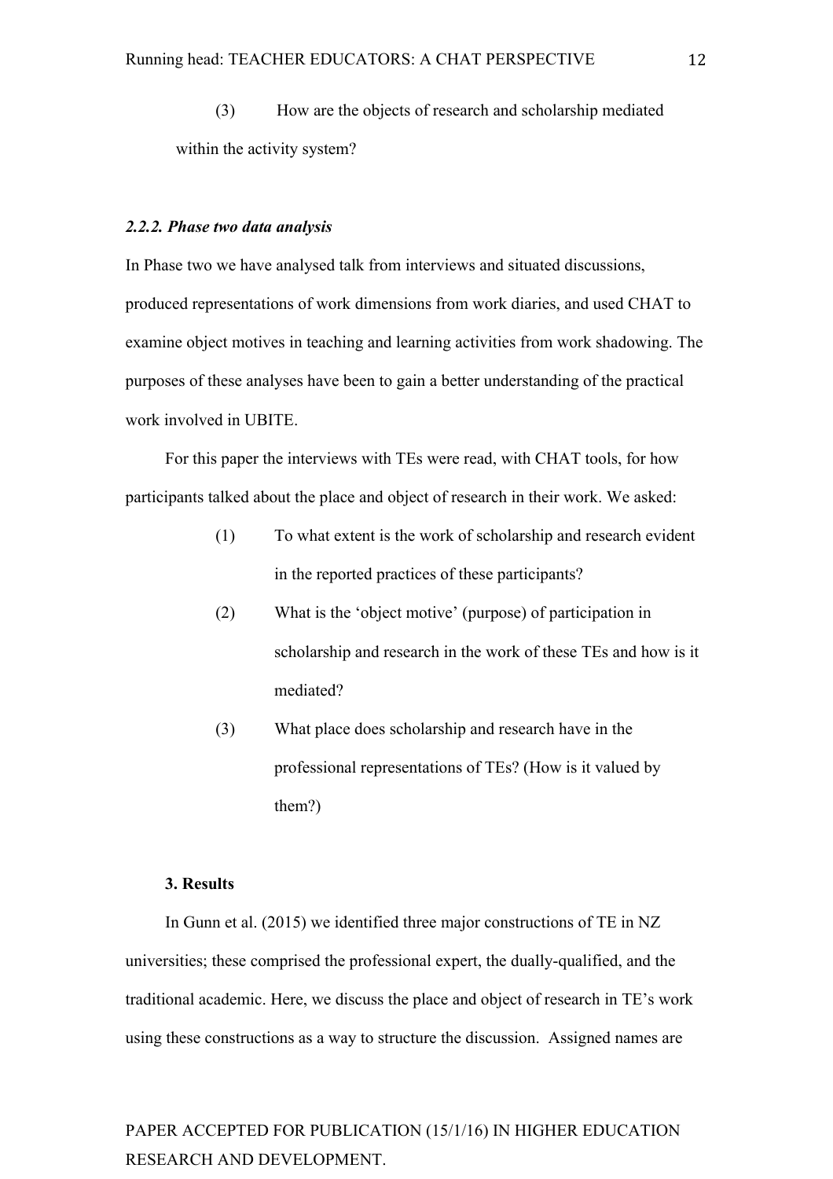(3) How are the objects of research and scholarship mediated within the activity system?

### *2.2.2. Phase two data analysis*

In Phase two we have analysed talk from interviews and situated discussions, produced representations of work dimensions from work diaries, and used CHAT to examine object motives in teaching and learning activities from work shadowing. The purposes of these analyses have been to gain a better understanding of the practical work involved in UBITE.

For this paper the interviews with TEs were read, with CHAT tools, for how participants talked about the place and object of research in their work. We asked:

(1) To what extent is the work of scholarship and research evident in the reported practices of these participants?

(2) What is the 'object motive' (purpose) of participation in scholarship and research in the work of these TEs and how is it mediated?

(3) What place does scholarship and research have in the professional representations of TEs? (How is it valued by them?)

## 3. Results

In Gunn et al. (2015) we identified three major constructions of TE in NZ universities; these comprised the professional expert, the dually-qualified, and the traditional academic. Here, we discuss the place and object of research in TE's work using these constructions as a way to structure the discussion. Assigned names are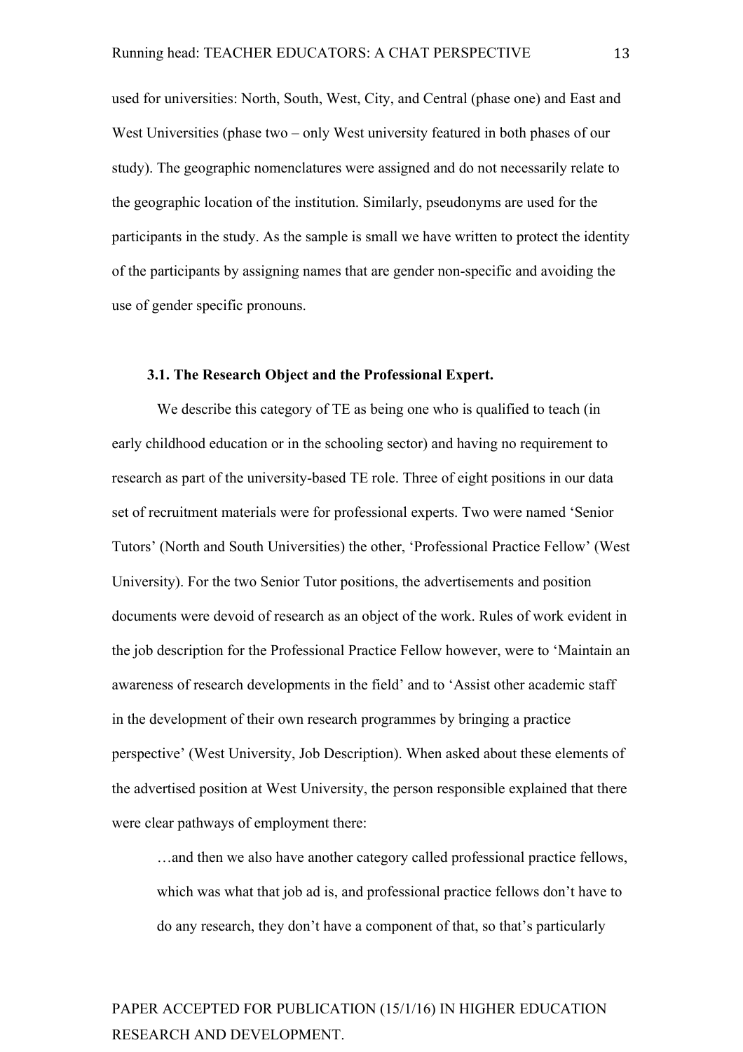used for universities: North, South, West, City, and Central (phase one) and East and West Universities (phase two – only West university featured in both phases of our study). The geographic nomenclatures were assigned and do not necessarily relate to the geographic location of the institution. Similarly, pseudonyms are used for the participants in the study. As the sample is small we have written to protect the identity of the participants by assigning names that are gender non-specific and avoiding the use of gender specific pronouns.

### 3.1. The Research Object and the Professional Expert.

We describe this category of TE as being one who is qualified to teach (in early childhood education or in the schooling sector) and having no requirement to research as part of the university-based TE role. Three of eight positions in our data set of recruitment materials were for professional experts. Two were named 'Senior Tutors' (North and South Universities) the other, 'Professional Practice Fellow' (West University). For the two Senior Tutor positions, the advertisements and position documents were devoid of research as an object of the work. Rules of work evident in the job description for the Professional Practice Fellow however, were to 'Maintain an awareness of research developments in the field' and to 'Assist other academic staff in the development of their own research programmes by bringing a practice perspective' (West University, Job Description). When asked about these elements of the advertised position at West University, the person responsible explained that there were clear pathways of employment there:

> …and then we also have another category called professional practice fellows, which was what that job ad is, and professional practice fellows don't have to do any research, they don't have a component of that, so that's particularly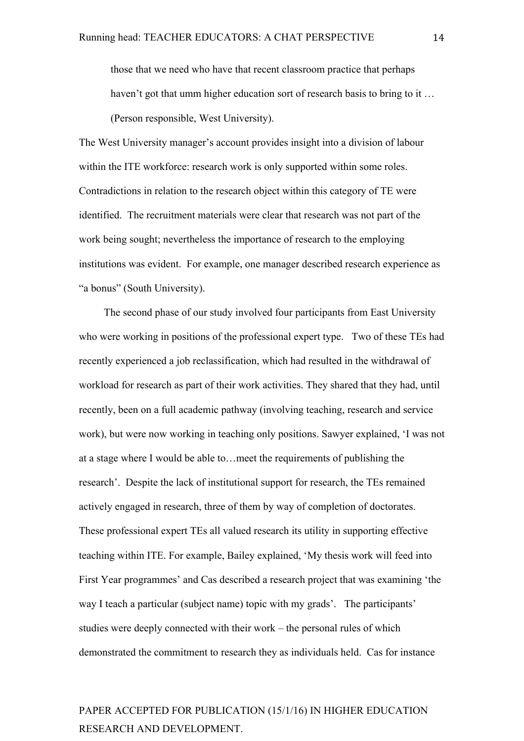> those that we need who have that recent classroom practice that perhaps haven't got that umm higher education sort of research basis to bring to it … (Person responsible, West University).

The West University manager's account provides insight into a division of labour within the ITE workforce: research work is only supported within some roles. Contradictions in relation to the research object within this category of TE were identified. The recruitment materials were clear that research was not part of the work being sought; nevertheless the importance of research to the employing institutions was evident. For example, one manager described research experience as "a bonus" (South University).

The second phase of our study involved four participants from East University who were working in positions of the professional expert type. Two of these TEs had recently experienced a job reclassification, which had resulted in the withdrawal of workload for research as part of their work activities. They shared that they had, until recently, been on a full academic pathway (involving teaching, research and service work), but were now working in teaching only positions. Sawyer explained, 'I was not at a stage where I would be able to…meet the requirements of publishing the research'. Despite the lack of institutional support for research, the TEs remained actively engaged in research, three of them by way of completion of doctorates. These professional expert TEs all valued research its utility in supporting effective teaching within ITE. For example, Bailey explained, 'My thesis work will feed into First Year programmes' and Cas described a research project that was examining 'the way I teach a particular (subject name) topic with my grads'. The participants' studies were deeply connected with their work – the personal rules of which demonstrated the commitment to research they as individuals held. Cas for instance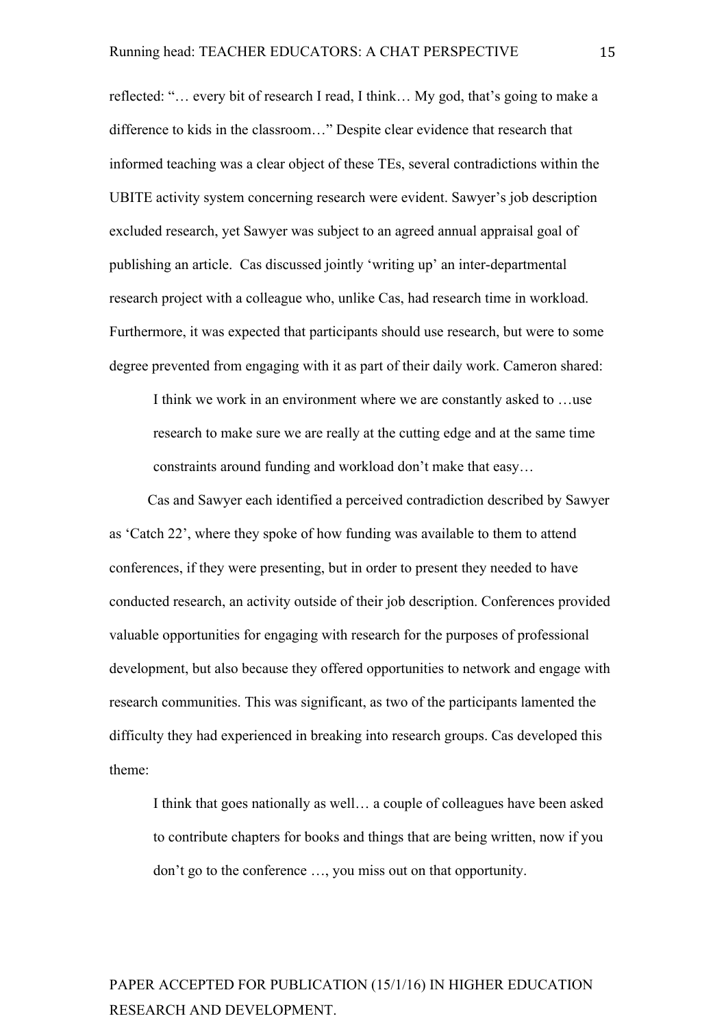reflected: "… every bit of research I read, I think… My god, that's going to make a difference to kids in the classroom…" Despite clear evidence that research that informed teaching was a clear object of these TEs, several contradictions within the UBITE activity system concerning research were evident. Sawyer's job description excluded research, yet Sawyer was subject to an agreed annual appraisal goal of publishing an article. Cas discussed jointly 'writing up' an inter-departmental research project with a colleague who, unlike Cas, had research time in workload. Furthermore, it was expected that participants should use research, but were to some degree prevented from engaging with it as part of their daily work. Cameron shared:

> I think we work in an environment where we are constantly asked to …use research to make sure we are really at the cutting edge and at the same time constraints around funding and workload don't make that easy…

Cas and Sawyer each identified a perceived contradiction described by Sawyer as 'Catch 22', where they spoke of how funding was available to them to attend conferences, if they were presenting, but in order to present they needed to have conducted research, an activity outside of their job description. Conferences provided valuable opportunities for engaging with research for the purposes of professional development, but also because they offered opportunities to network and engage with research communities. This was significant, as two of the participants lamented the difficulty they had experienced in breaking into research groups. Cas developed this theme:

> I think that goes nationally as well… a couple of colleagues have been asked to contribute chapters for books and things that are being written, now if you don't go to the conference …, you miss out on that opportunity.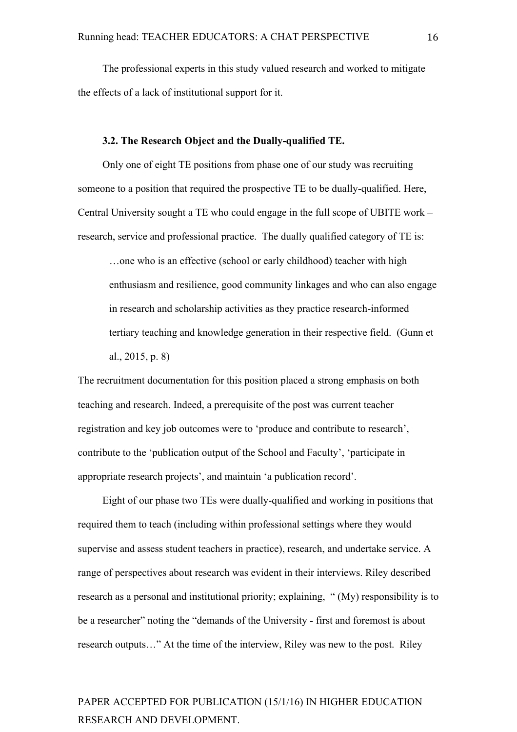The professional experts in this study valued research and worked to mitigate the effects of a lack of institutional support for it.

### 3.2. The Research Object and the Dually-qualified TE.

Only one of eight TE positions from phase one of our study was recruiting someone to a position that required the prospective TE to be dually-qualified. Here, Central University sought a TE who could engage in the full scope of UBITE work – research, service and professional practice. The dually qualified category of TE is:

> …one who is an effective (school or early childhood) teacher with high enthusiasm and resilience, good community linkages and who can also engage in research and scholarship activities as they practice research-informed tertiary teaching and knowledge generation in their respective field. (Gunn et al., 2015, p. 8)

The recruitment documentation for this position placed a strong emphasis on both teaching and research. Indeed, a prerequisite of the post was current teacher registration and key job outcomes were to 'produce and contribute to research', contribute to the 'publication output of the School and Faculty', 'participate in appropriate research projects', and maintain 'a publication record'.

Eight of our phase two TEs were dually-qualified and working in positions that required them to teach (including within professional settings where they would supervise and assess student teachers in practice), research, and undertake service. A range of perspectives about research was evident in their interviews. Riley described research as a personal and institutional priority; explaining, " (My) responsibility is to be a researcher" noting the "demands of the University - first and foremost is about research outputs…" At the time of the interview, Riley was new to the post. Riley

PAPER ACCEPTED FOR PUBLICATION (15/1/16) IN HIGHER EDUCATION RESEARCH AND DEVELOPMENT.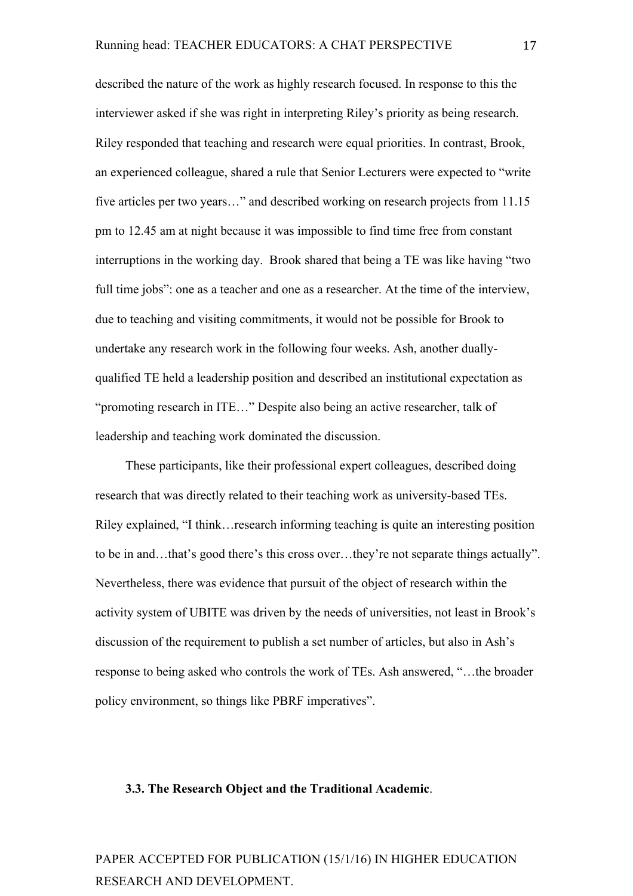described the nature of the work as highly research focused. In response to this the interviewer asked if she was right in interpreting Riley's priority as being research. Riley responded that teaching and research were equal priorities. In contrast, Brook, an experienced colleague, shared a rule that Senior Lecturers were expected to "write five articles per two years…" and described working on research projects from 11.15 pm to 12.45 am at night because it was impossible to find time free from constant interruptions in the working day. Brook shared that being a TE was like having "two full time jobs": one as a teacher and one as a researcher. At the time of the interview, due to teaching and visiting commitments, it would not be possible for Brook to undertake any research work in the following four weeks. Ash, another dually-qualified TE held a leadership position and described an institutional expectation as "promoting research in ITE…" Despite also being an active researcher, talk of leadership and teaching work dominated the discussion.

These participants, like their professional expert colleagues, described doing research that was directly related to their teaching work as university-based TEs. Riley explained, "I think…research informing teaching is quite an interesting position to be in and…that's good there's this cross over…they're not separate things actually". Nevertheless, there was evidence that pursuit of the object of research within the activity system of UBITE was driven by the needs of universities, not least in Brook's discussion of the requirement to publish a set number of articles, but also in Ash's response to being asked who controls the work of TEs. Ash answered, "…the broader policy environment, so things like PBRF imperatives".

### 3.3. The Research Object and the Traditional Academic.

PAPER ACCEPTED FOR PUBLICATION (15/1/16) IN HIGHER EDUCATION RESEARCH AND DEVELOPMENT.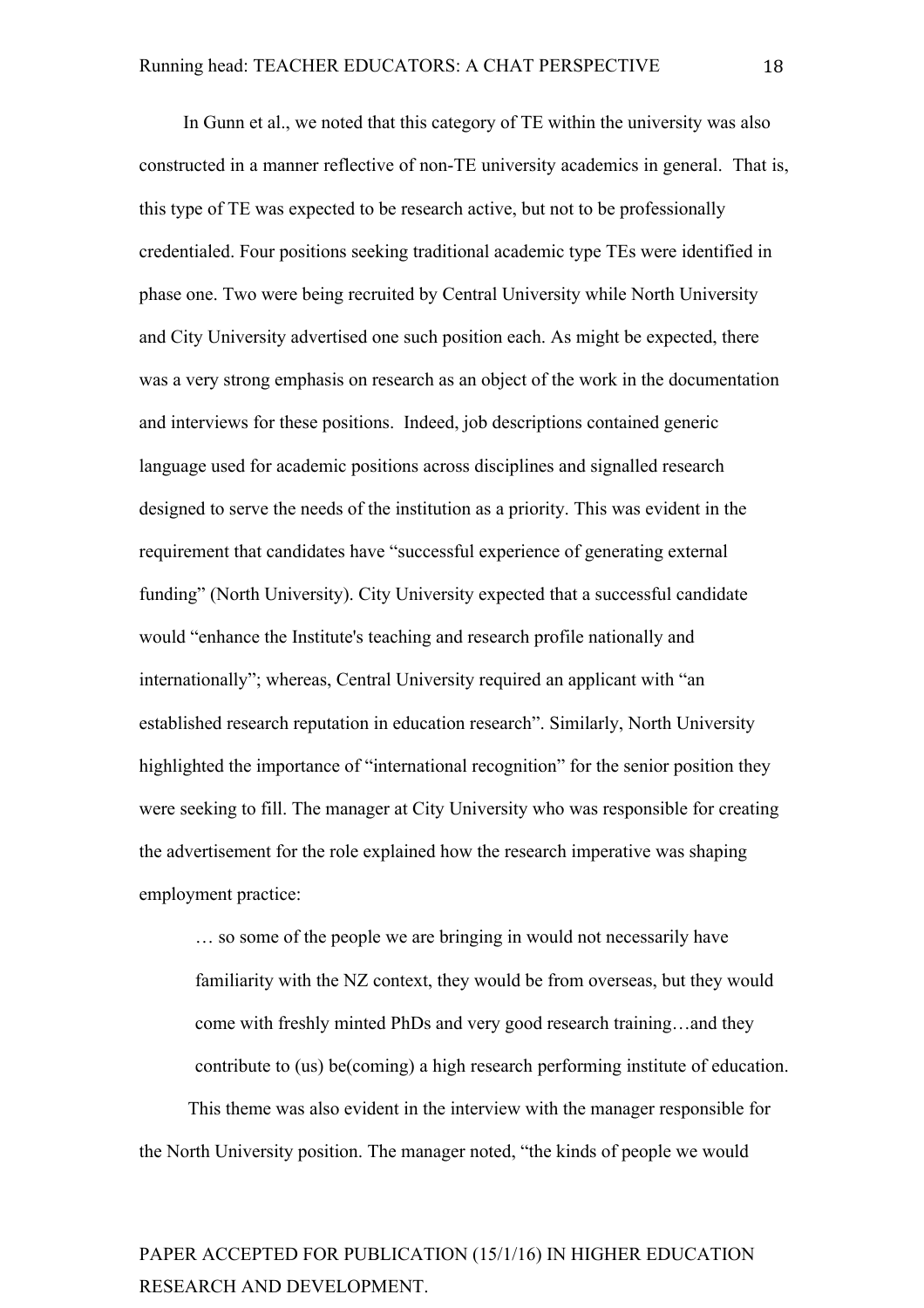In Gunn et al., we noted that this category of TE within the university was also constructed in a manner reflective of non-TE university academics in general. That is, this type of TE was expected to be research active, but not to be professionally credentialed. Four positions seeking traditional academic type TEs were identified in phase one. Two were being recruited by Central University while North University and City University advertised one such position each. As might be expected, there was a very strong emphasis on research as an object of the work in the documentation and interviews for these positions. Indeed, job descriptions contained generic language used for academic positions across disciplines and signalled research designed to serve the needs of the institution as a priority. This was evident in the requirement that candidates have "successful experience of generating external funding" (North University). City University expected that a successful candidate would "enhance the Institute's teaching and research profile nationally and internationally"; whereas, Central University required an applicant with "an established research reputation in education research". Similarly, North University highlighted the importance of "international recognition" for the senior position they were seeking to fill. The manager at City University who was responsible for creating the advertisement for the role explained how the research imperative was shaping employment practice:

> … so some of the people we are bringing in would not necessarily have familiarity with the NZ context, they would be from overseas, but they would come with freshly minted PhDs and very good research training…and they contribute to (us) be(coming) a high research performing institute of education.

This theme was also evident in the interview with the manager responsible for the North University position. The manager noted, "the kinds of people we would

PAPER ACCEPTED FOR PUBLICATION (15/1/16) IN HIGHER EDUCATION RESEARCH AND DEVELOPMENT.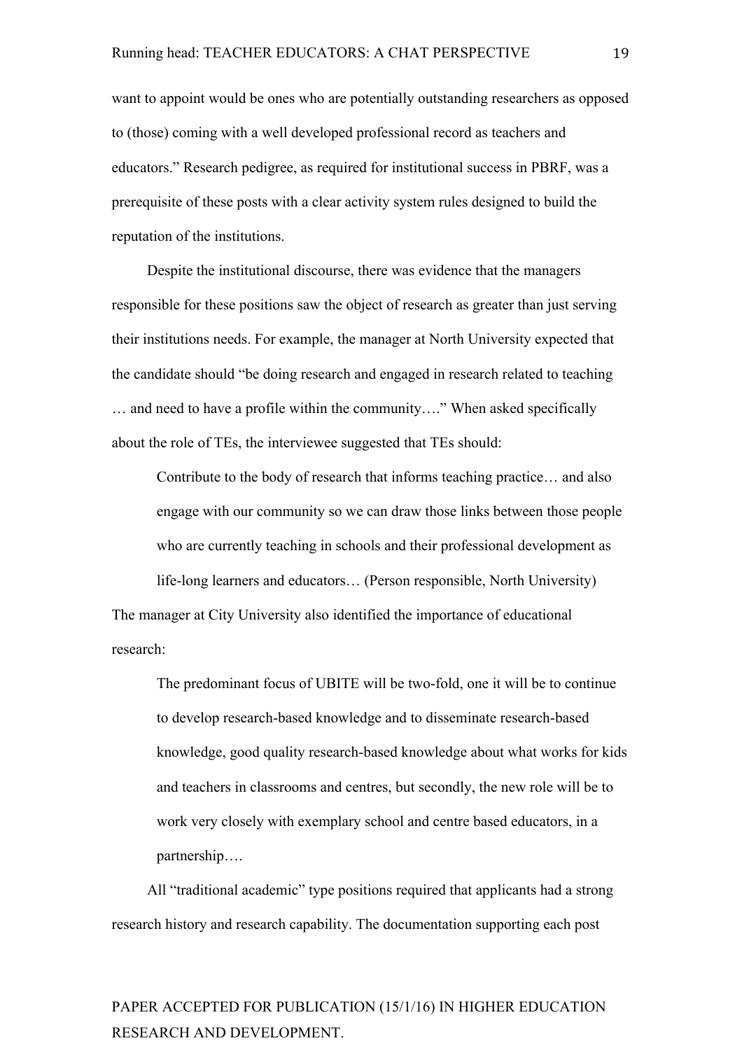want to appoint would be ones who are potentially outstanding researchers as opposed to (those) coming with a well developed professional record as teachers and educators." Research pedigree, as required for institutional success in PBRF, was a prerequisite of these posts with a clear activity system rules designed to build the reputation of the institutions.

Despite the institutional discourse, there was evidence that the managers responsible for these positions saw the object of research as greater than just serving their institutions needs. For example, the manager at North University expected that the candidate should "be doing research and engaged in research related to teaching … and need to have a profile within the community…." When asked specifically about the role of TEs, the interviewee suggested that TEs should:

> Contribute to the body of research that informs teaching practice… and also engage with our community so we can draw those links between those people who are currently teaching in schools and their professional development as life-long learners and educators… (Person responsible, North University)

The manager at City University also identified the importance of educational research:

> The predominant focus of UBITE will be two-fold, one it will be to continue to develop research-based knowledge and to disseminate research-based knowledge, good quality research-based knowledge about what works for kids and teachers in classrooms and centres, but secondly, the new role will be to work very closely with exemplary school and centre based educators, in a partnership….

All "traditional academic" type positions required that applicants had a strong research history and research capability. The documentation supporting each post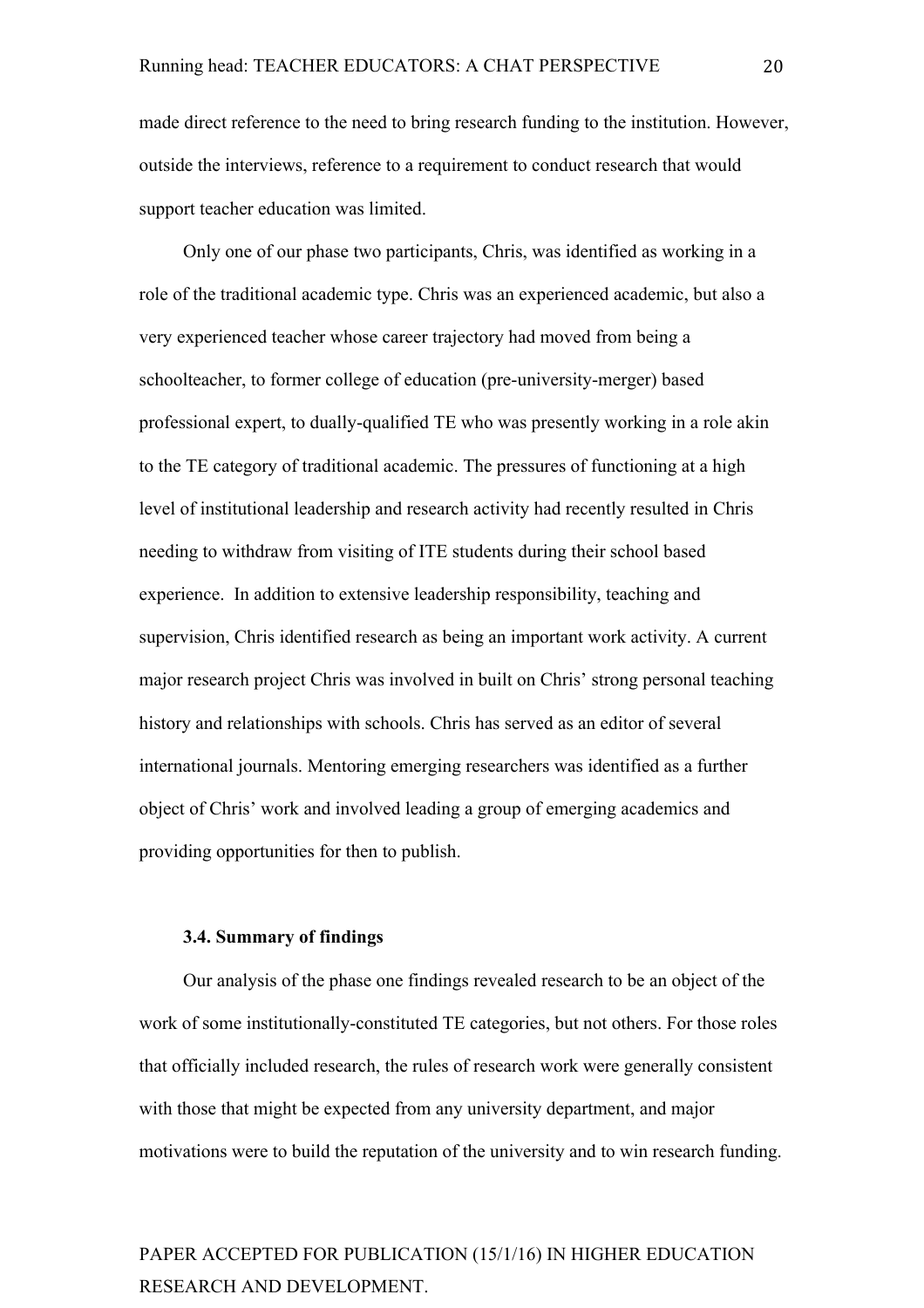made direct reference to the need to bring research funding to the institution. However, outside the interviews, reference to a requirement to conduct research that would support teacher education was limited.

Only one of our phase two participants, Chris, was identified as working in a role of the traditional academic type. Chris was an experienced academic, but also a very experienced teacher whose career trajectory had moved from being a schoolteacher, to former college of education (pre-university-merger) based professional expert, to dually-qualified TE who was presently working in a role akin to the TE category of traditional academic. The pressures of functioning at a high level of institutional leadership and research activity had recently resulted in Chris needing to withdraw from visiting of ITE students during their school based experience. In addition to extensive leadership responsibility, teaching and supervision, Chris identified research as being an important work activity. A current major research project Chris was involved in built on Chris' strong personal teaching history and relationships with schools. Chris has served as an editor of several international journals. Mentoring emerging researchers was identified as a further object of Chris' work and involved leading a group of emerging academics and providing opportunities for then to publish.

### 3.4. Summary of findings

Our analysis of the phase one findings revealed research to be an object of the work of some institutionally-constituted TE categories, but not others. For those roles that officially included research, the rules of research work were generally consistent with those that might be expected from any university department, and major motivations were to build the reputation of the university and to win research funding.

PAPER ACCEPTED FOR PUBLICATION (15/1/16) IN HIGHER EDUCATION RESEARCH AND DEVELOPMENT.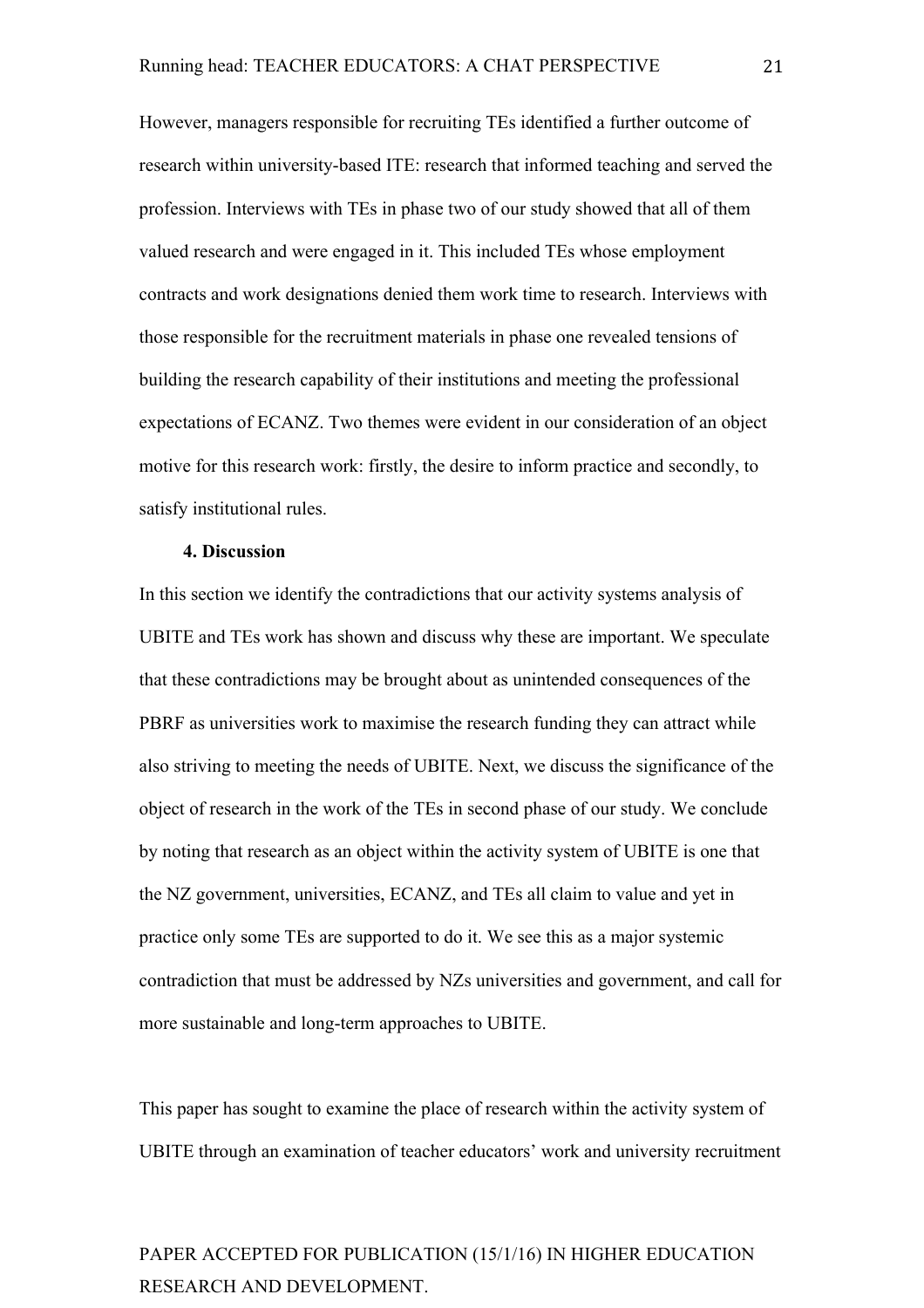However, managers responsible for recruiting TEs identified a further outcome of research within university-based ITE: research that informed teaching and served the profession. Interviews with TEs in phase two of our study showed that all of them valued research and were engaged in it. This included TEs whose employment contracts and work designations denied them work time to research. Interviews with those responsible for the recruitment materials in phase one revealed tensions of building the research capability of their institutions and meeting the professional expectations of ECANZ. Two themes were evident in our consideration of an object motive for this research work: firstly, the desire to inform practice and secondly, to satisfy institutional rules.

## 4. Discussion

In this section we identify the contradictions that our activity systems analysis of UBITE and TEs work has shown and discuss why these are important. We speculate that these contradictions may be brought about as unintended consequences of the PBRF as universities work to maximise the research funding they can attract while also striving to meeting the needs of UBITE. Next, we discuss the significance of the object of research in the work of the TEs in second phase of our study. We conclude by noting that research as an object within the activity system of UBITE is one that the NZ government, universities, ECANZ, and TEs all claim to value and yet in practice only some TEs are supported to do it. We see this as a major systemic contradiction that must be addressed by NZs universities and government, and call for more sustainable and long-term approaches to UBITE.

This paper has sought to examine the place of research within the activity system of UBITE through an examination of teacher educators' work and university recruitment

PAPER ACCEPTED FOR PUBLICATION (15/1/16) IN HIGHER EDUCATION RESEARCH AND DEVELOPMENT.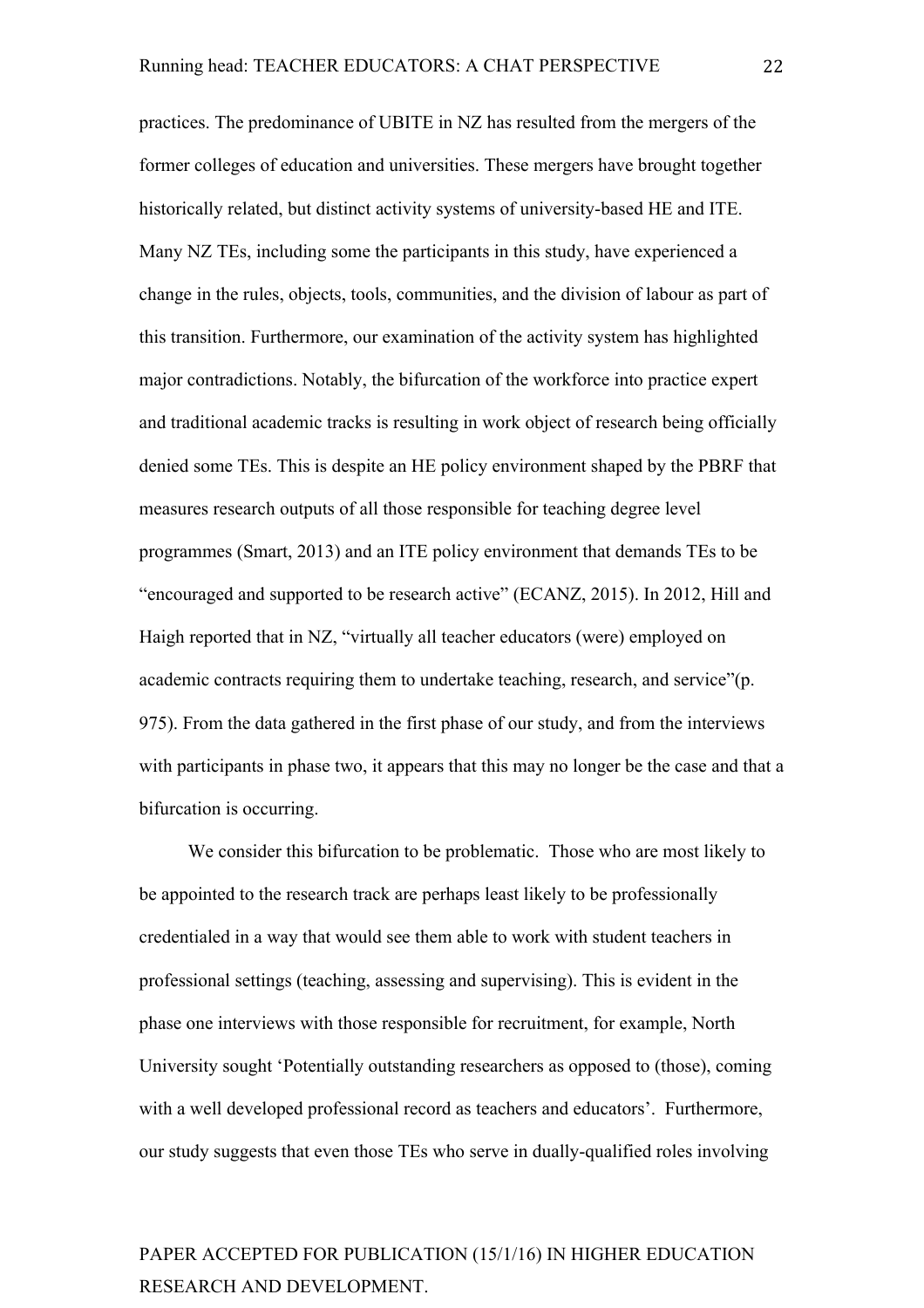practices. The predominance of UBITE in NZ has resulted from the mergers of the former colleges of education and universities. These mergers have brought together historically related, but distinct activity systems of university-based HE and ITE. Many NZ TEs, including some the participants in this study, have experienced a change in the rules, objects, tools, communities, and the division of labour as part of this transition. Furthermore, our examination of the activity system has highlighted major contradictions. Notably, the bifurcation of the workforce into practice expert and traditional academic tracks is resulting in work object of research being officially denied some TEs. This is despite an HE policy environment shaped by the PBRF that measures research outputs of all those responsible for teaching degree level programmes (Smart, 2013) and an ITE policy environment that demands TEs to be "encouraged and supported to be research active" (ECANZ, 2015). In 2012, Hill and Haigh reported that in NZ, "virtually all teacher educators (were) employed on academic contracts requiring them to undertake teaching, research, and service"(p. 975). From the data gathered in the first phase of our study, and from the interviews with participants in phase two, it appears that this may no longer be the case and that a bifurcation is occurring.

We consider this bifurcation to be problematic. Those who are most likely to be appointed to the research track are perhaps least likely to be professionally credentialed in a way that would see them able to work with student teachers in professional settings (teaching, assessing and supervising). This is evident in the phase one interviews with those responsible for recruitment, for example, North University sought 'Potentially outstanding researchers as opposed to (those), coming with a well developed professional record as teachers and educators'. Furthermore, our study suggests that even those TEs who serve in dually-qualified roles involving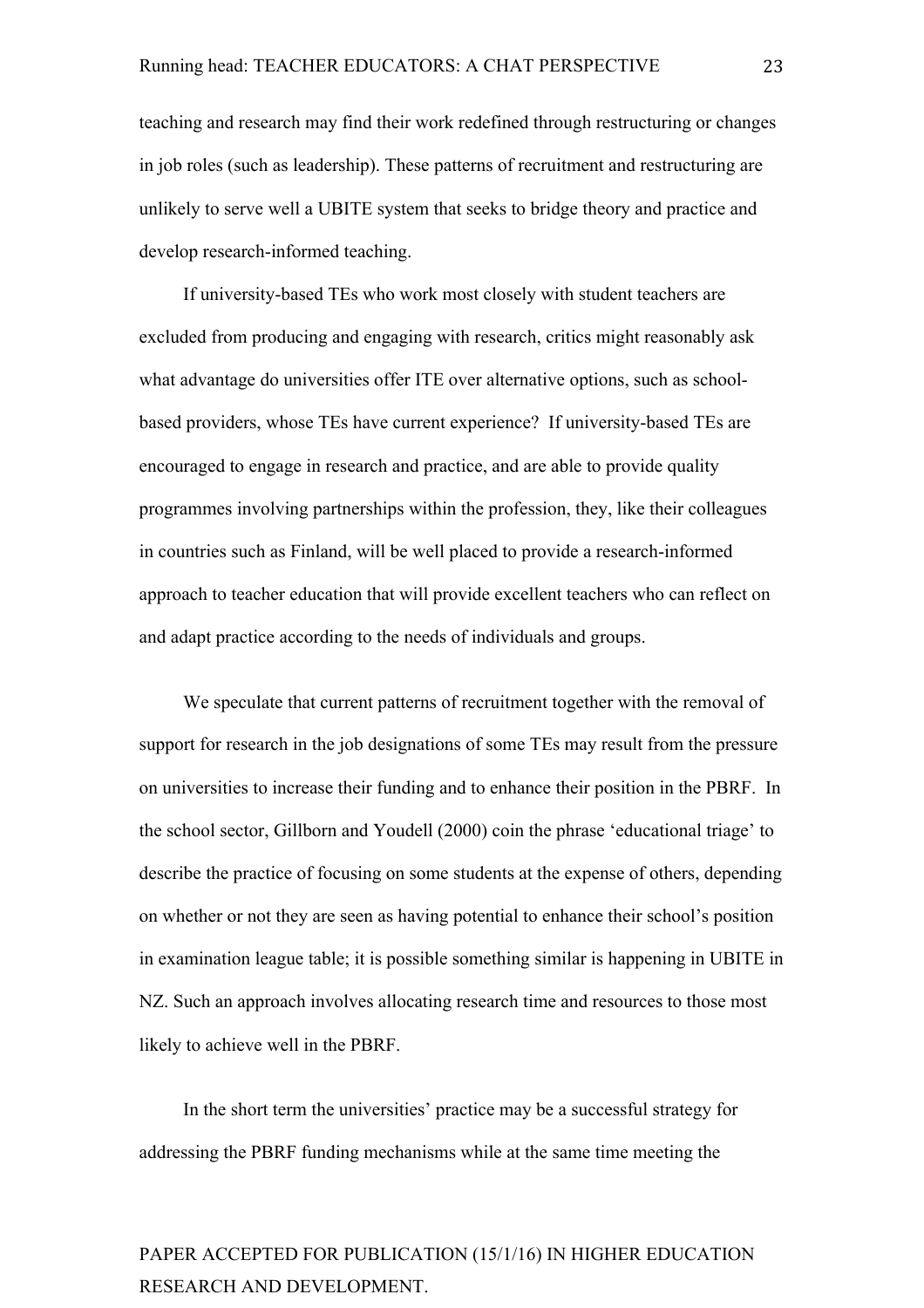teaching and research may find their work redefined through restructuring or changes in job roles (such as leadership). These patterns of recruitment and restructuring are unlikely to serve well a UBITE system that seeks to bridge theory and practice and develop research-informed teaching.

If university-based TEs who work most closely with student teachers are excluded from producing and engaging with research, critics might reasonably ask what advantage do universities offer ITE over alternative options, such as school-based providers, whose TEs have current experience? If university-based TEs are encouraged to engage in research and practice, and are able to provide quality programmes involving partnerships within the profession, they, like their colleagues in countries such as Finland, will be well placed to provide a research-informed approach to teacher education that will provide excellent teachers who can reflect on and adapt practice according to the needs of individuals and groups.

We speculate that current patterns of recruitment together with the removal of support for research in the job designations of some TEs may result from the pressure on universities to increase their funding and to enhance their position in the PBRF. In the school sector, Gillborn and Youdell (2000) coin the phrase 'educational triage' to describe the practice of focusing on some students at the expense of others, depending on whether or not they are seen as having potential to enhance their school's position in examination league table; it is possible something similar is happening in UBITE in NZ. Such an approach involves allocating research time and resources to those most likely to achieve well in the PBRF.

In the short term the universities' practice may be a successful strategy for addressing the PBRF funding mechanisms while at the same time meeting the

PAPER ACCEPTED FOR PUBLICATION (15/1/16) IN HIGHER EDUCATION RESEARCH AND DEVELOPMENT.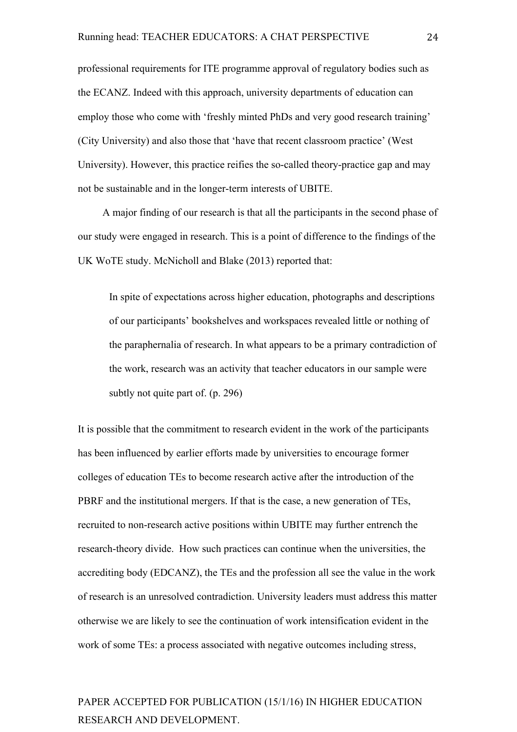professional requirements for ITE programme approval of regulatory bodies such as the ECANZ. Indeed with this approach, university departments of education can employ those who come with 'freshly minted PhDs and very good research training' (City University) and also those that 'have that recent classroom practice' (West University). However, this practice reifies the so-called theory-practice gap and may not be sustainable and in the longer-term interests of UBITE.

A major finding of our research is that all the participants in the second phase of our study were engaged in research. This is a point of difference to the findings of the UK WoTE study. McNicholl and Blake (2013) reported that:

> In spite of expectations across higher education, photographs and descriptions of our participants' bookshelves and workspaces revealed little or nothing of the paraphernalia of research. In what appears to be a primary contradiction of the work, research was an activity that teacher educators in our sample were subtly not quite part of. (p. 296)

It is possible that the commitment to research evident in the work of the participants has been influenced by earlier efforts made by universities to encourage former colleges of education TEs to become research active after the introduction of the PBRF and the institutional mergers. If that is the case, a new generation of TEs, recruited to non-research active positions within UBITE may further entrench the research-theory divide. How such practices can continue when the universities, the accrediting body (EDCANZ), the TEs and the profession all see the value in the work of research is an unresolved contradiction. University leaders must address this matter otherwise we are likely to see the continuation of work intensification evident in the work of some TEs: a process associated with negative outcomes including stress,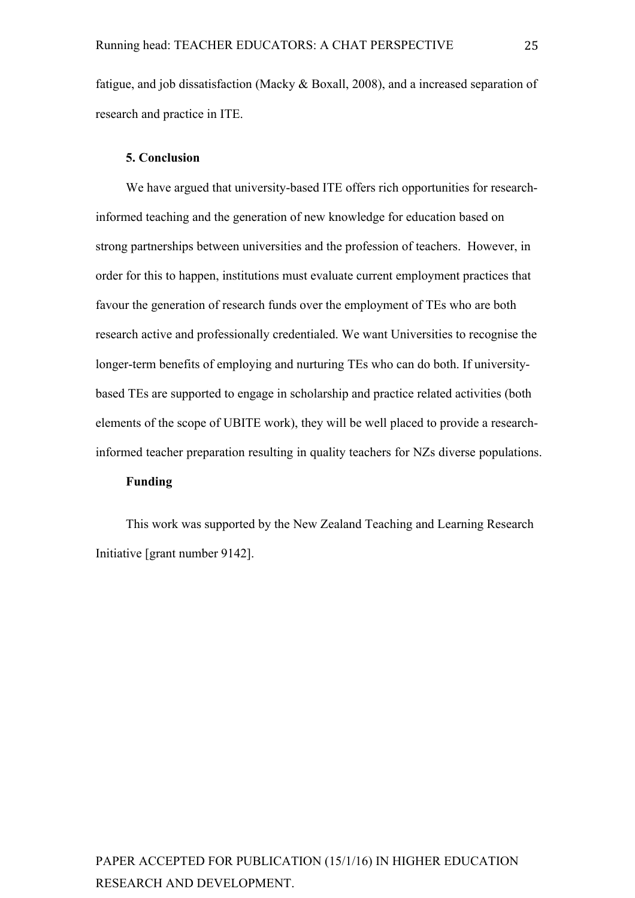fatigue, and job dissatisfaction (Macky & Boxall, 2008), and a increased separation of research and practice in ITE.

## 5. Conclusion

We have argued that university-based ITE offers rich opportunities for research-informed teaching and the generation of new knowledge for education based on strong partnerships between universities and the profession of teachers. However, in order for this to happen, institutions must evaluate current employment practices that favour the generation of research funds over the employment of TEs who are both research active and professionally credentialed. We want Universities to recognise the longer-term benefits of employing and nurturing TEs who can do both. If university-based TEs are supported to engage in scholarship and practice related activities (both elements of the scope of UBITE work), they will be well placed to provide a research-informed teacher preparation resulting in quality teachers for NZs diverse populations.

## Funding

This work was supported by the New Zealand Teaching and Learning Research Initiative [grant number 9142].

PAPER ACCEPTED FOR PUBLICATION (15/1/16) IN HIGHER EDUCATION RESEARCH AND DEVELOPMENT.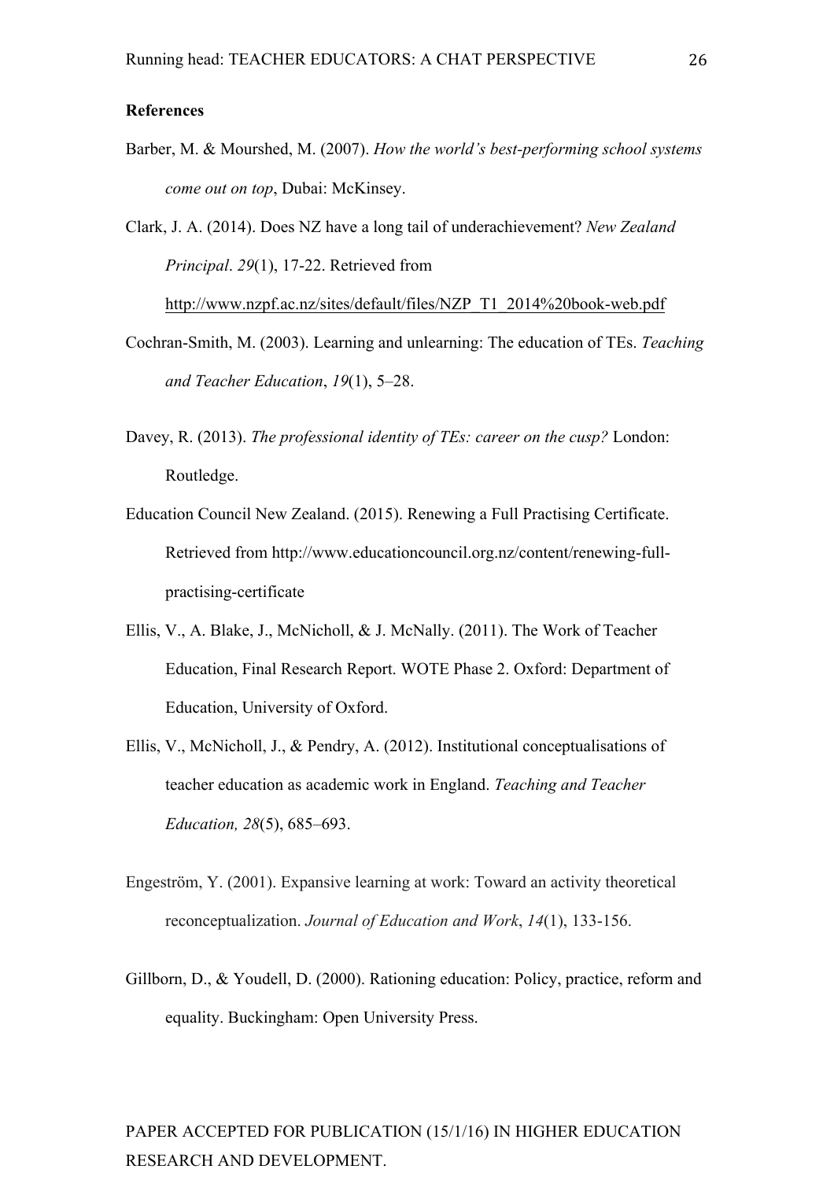**References**

Barber, M. & Mourshed, M. (2007). *How the world's best-performing school systems come out on top*, Dubai: McKinsey.

Clark, J. A. (2014). Does NZ have a long tail of underachievement? *New Zealand Principal*. *29*(1), 17-22. Retrieved from http://www.nzpf.ac.nz/sites/default/files/NZP_T1_2014%20book-web.pdf

Cochran-Smith, M. (2003). Learning and unlearning: The education of TEs. *Teaching and Teacher Education*, *19*(1), 5–28.

Davey, R. (2013). *The professional identity of TEs: career on the cusp?* London: Routledge.

Education Council New Zealand. (2015). Renewing a Full Practising Certificate. Retrieved from http://www.educationcouncil.org.nz/content/renewing-full-practising-certificate

Ellis, V., A. Blake, J., McNicholl, & J. McNally. (2011). The Work of Teacher Education, Final Research Report. WOTE Phase 2. Oxford: Department of Education, University of Oxford.

Ellis, V., McNicholl, J., & Pendry, A. (2012). Institutional conceptualisations of teacher education as academic work in England. *Teaching and Teacher Education, 28*(5), 685–693.

Engeström, Y. (2001). Expansive learning at work: Toward an activity theoretical reconceptualization. *Journal of Education and Work*, *14*(1), 133-156.

Gillborn, D., & Youdell, D. (2000). Rationing education: Policy, practice, reform and equality. Buckingham: Open University Press.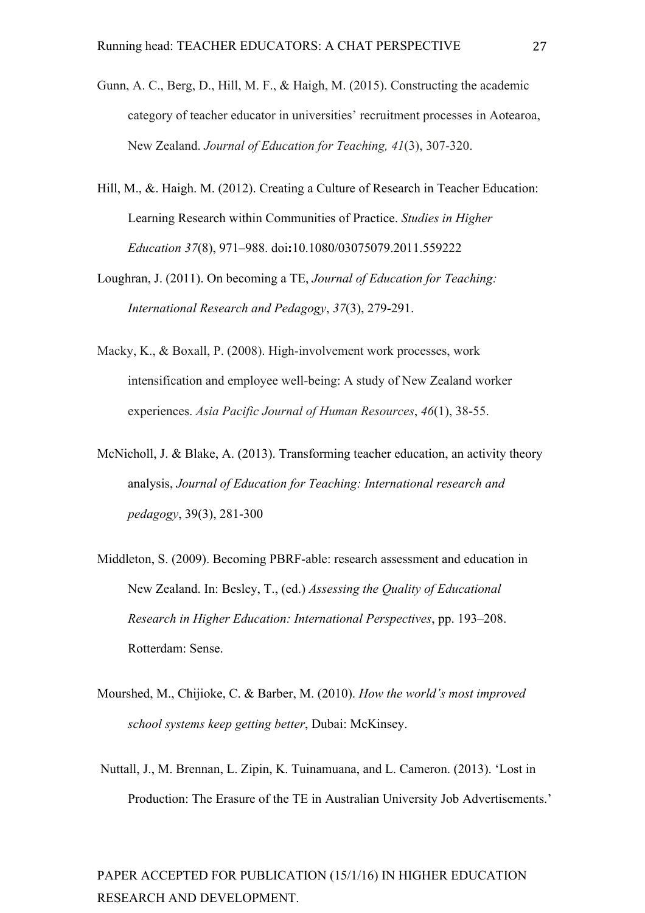Gunn, A. C., Berg, D., Hill, M. F., & Haigh, M. (2015). Constructing the academic category of teacher educator in universities' recruitment processes in Aotearoa, New Zealand. *Journal of Education for Teaching, 41*(3), 307-320.

Hill, M., &. Haigh. M. (2012). Creating a Culture of Research in Teacher Education: Learning Research within Communities of Practice. *Studies in Higher Education 37*(8), 971–988. doi**:**10.1080/03075079.2011.559222

Loughran, J. (2011). On becoming a TE, *Journal of Education for Teaching: International Research and Pedagogy*, *37*(3), 279-291.

Macky, K., & Boxall, P. (2008). High-involvement work processes, work intensification and employee well-being: A study of New Zealand worker experiences. *Asia Pacific Journal of Human Resources*, *46*(1), 38-55.

McNicholl, J. & Blake, A. (2013). Transforming teacher education, an activity theory analysis, *Journal of Education for Teaching: International research and pedagogy*, 39(3), 281-300

Middleton, S. (2009). Becoming PBRF-able: research assessment and education in New Zealand. In: Besley, T., (ed.) *Assessing the Quality of Educational Research in Higher Education: International Perspectives*, pp. 193–208. Rotterdam: Sense.

Mourshed, M., Chijioke, C. & Barber, M. (2010). *How the world's most improved school systems keep getting better*, Dubai: McKinsey.

Nuttall, J., M. Brennan, L. Zipin, K. Tuinamuana, and L. Cameron. (2013). 'Lost in Production: The Erasure of the TE in Australian University Job Advertisements.'

PAPER ACCEPTED FOR PUBLICATION (15/1/16) IN HIGHER EDUCATION RESEARCH AND DEVELOPMENT.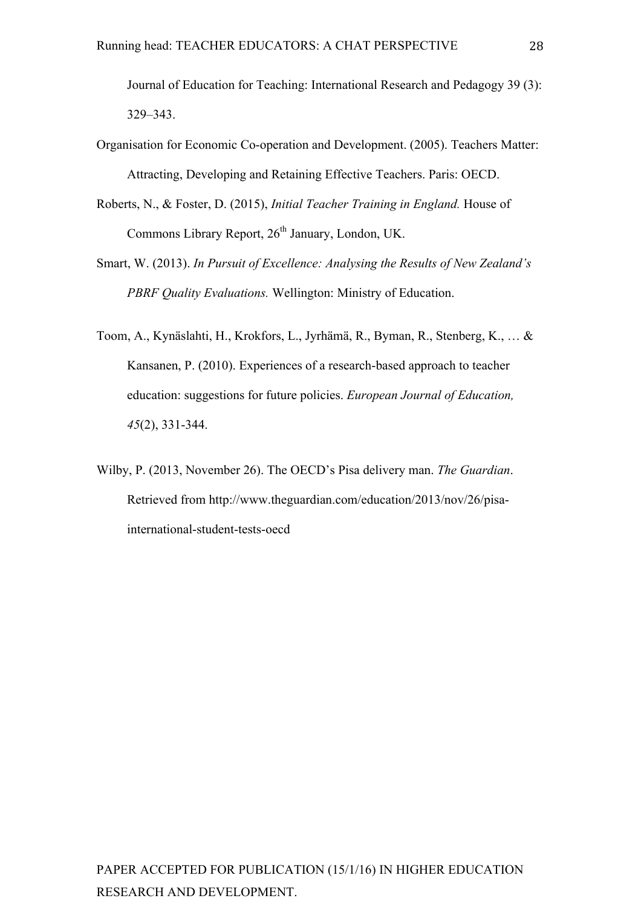Journal of Education for Teaching: International Research and Pedagogy 39 (3): 329–343.

Organisation for Economic Co-operation and Development. (2005). Teachers Matter: Attracting, Developing and Retaining Effective Teachers. Paris: OECD.

Roberts, N., & Foster, D. (2015), *Initial Teacher Training in England.* House of Commons Library Report, 26th January, London, UK.

Smart, W. (2013). *In Pursuit of Excellence: Analysing the Results of New Zealand's PBRF Quality Evaluations.* Wellington: Ministry of Education.

Toom, A., Kynäslahti, H., Krokfors, L., Jyrhämä, R., Byman, R., Stenberg, K., … & Kansanen, P. (2010). Experiences of a research-based approach to teacher education: suggestions for future policies. *European Journal of Education, 45*(2), 331-344.

Wilby, P. (2013, November 26). The OECD's Pisa delivery man. *The Guardian*. Retrieved from http://www.theguardian.com/education/2013/nov/26/pisa-international-student-tests-oecd

PAPER ACCEPTED FOR PUBLICATION (15/1/16) IN HIGHER EDUCATION RESEARCH AND DEVELOPMENT.